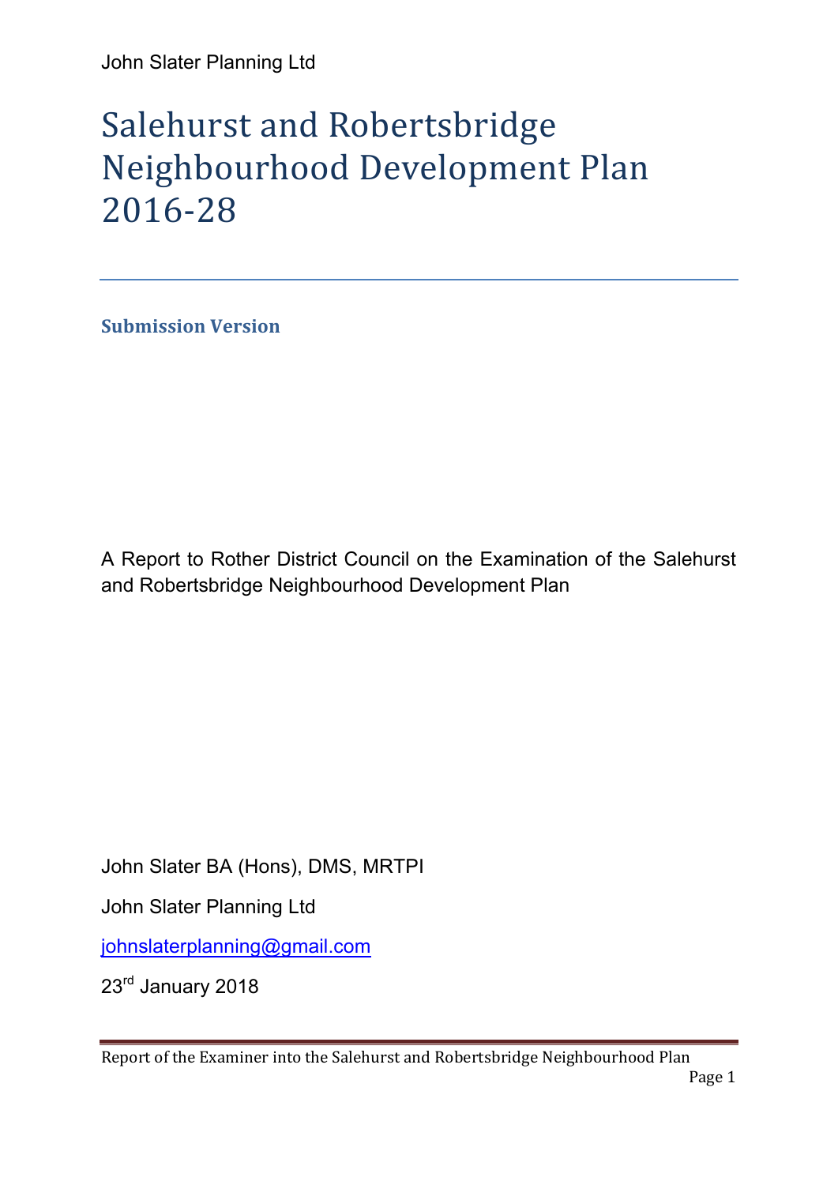John Slater Planning Ltd

# Salehurst and Robertsbridge Neighbourhood Development Plan 2016-28

---

**Submission Version**

A Report to Rother District Council on the Examination of the Salehurst and Robertsbridge Neighbourhood Development Plan

John Slater BA (Hons), DMS, MRTPI

John Slater Planning Ltd

johnslaterplanning@gmail.com

23rd January 2018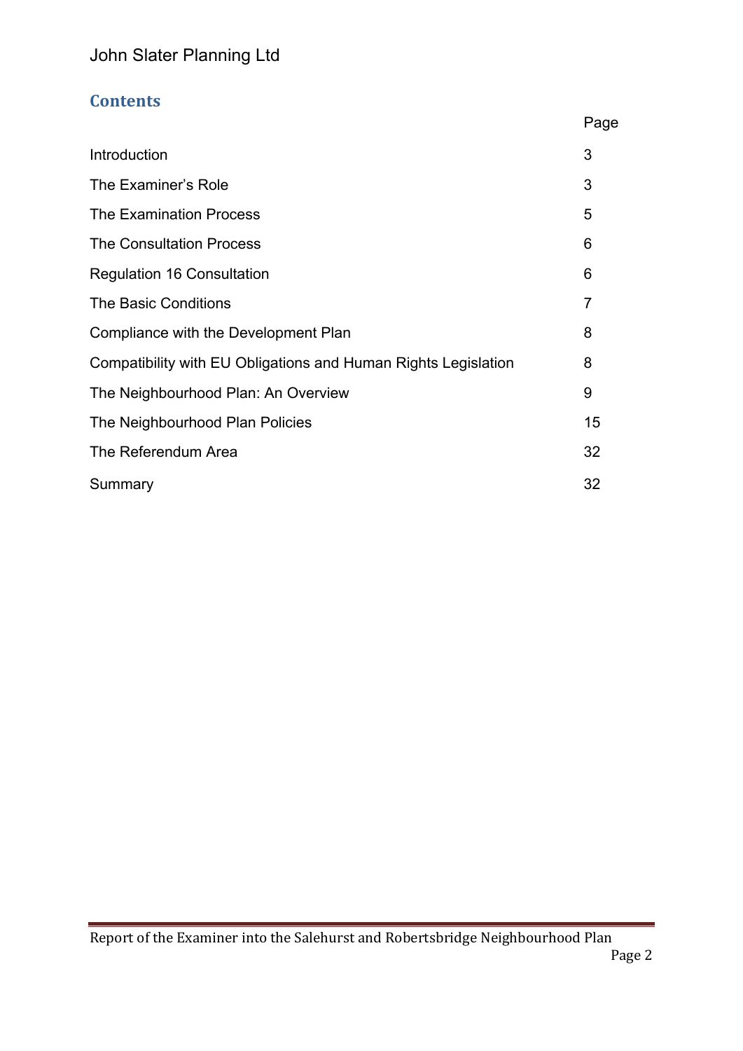## Contents

| | Page |
|---|---|
| Introduction | 3 |
| The Examiner's Role | 3 |
| The Examination Process | 5 |
| The Consultation Process | 6 |
| Regulation 16 Consultation | 6 |
| The Basic Conditions | 7 |
| Compliance with the Development Plan | 8 |
| Compatibility with EU Obligations and Human Rights Legislation | 8 |
| The Neighbourhood Plan: An Overview | 9 |
| The Neighbourhood Plan Policies | 15 |
| The Referendum Area | 32 |
| Summary | 32 |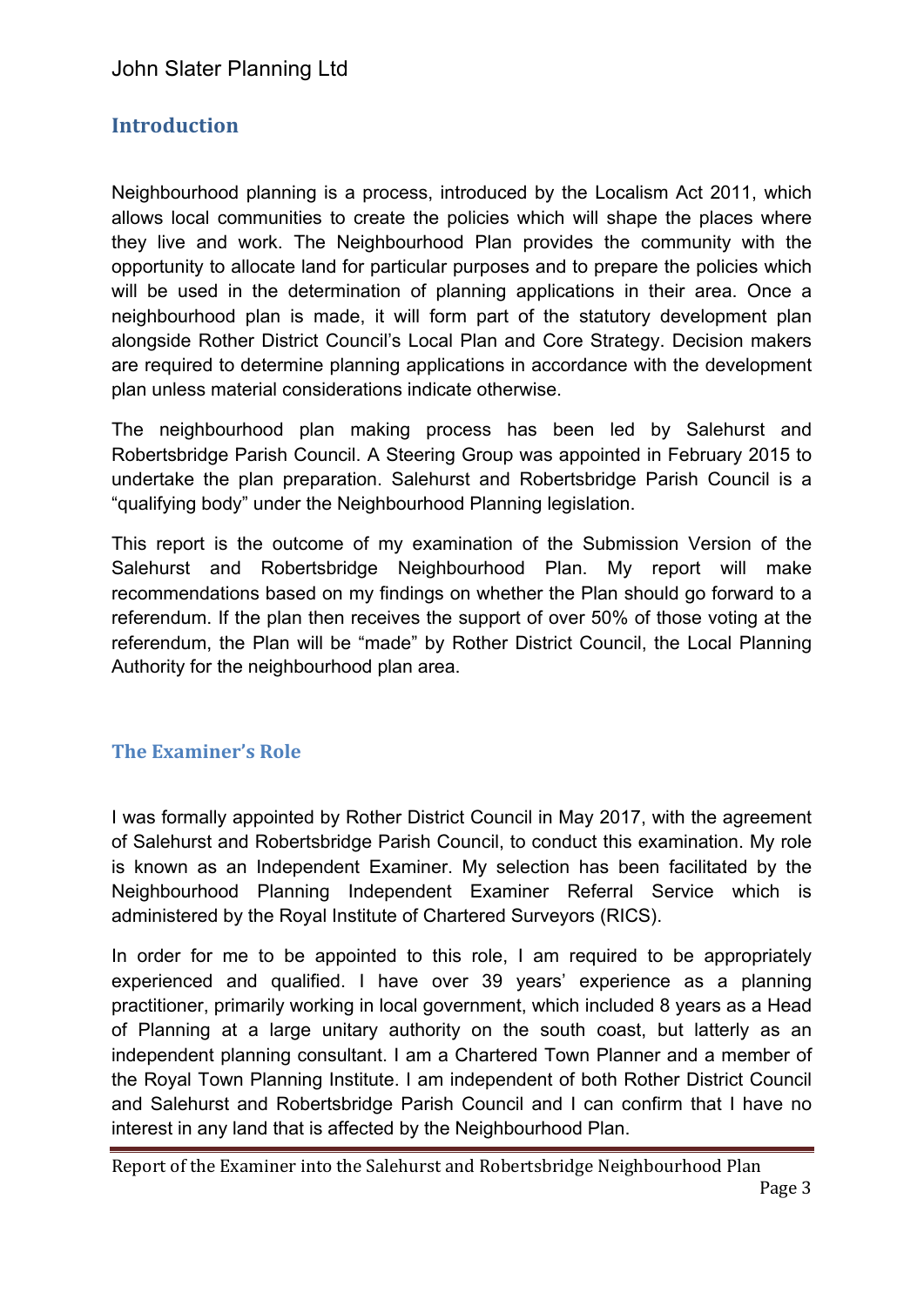## Introduction

Neighbourhood planning is a process, introduced by the Localism Act 2011, which allows local communities to create the policies which will shape the places where they live and work. The Neighbourhood Plan provides the community with the opportunity to allocate land for particular purposes and to prepare the policies which will be used in the determination of planning applications in their area. Once a neighbourhood plan is made, it will form part of the statutory development plan alongside Rother District Council's Local Plan and Core Strategy. Decision makers are required to determine planning applications in accordance with the development plan unless material considerations indicate otherwise.

The neighbourhood plan making process has been led by Salehurst and Robertsbridge Parish Council. A Steering Group was appointed in February 2015 to undertake the plan preparation. Salehurst and Robertsbridge Parish Council is a "qualifying body" under the Neighbourhood Planning legislation.

This report is the outcome of my examination of the Submission Version of the Salehurst and Robertsbridge Neighbourhood Plan. My report will make recommendations based on my findings on whether the Plan should go forward to a referendum. If the plan then receives the support of over 50% of those voting at the referendum, the Plan will be "made" by Rother District Council, the Local Planning Authority for the neighbourhood plan area.

### The Examiner's Role

I was formally appointed by Rother District Council in May 2017, with the agreement of Salehurst and Robertsbridge Parish Council, to conduct this examination. My role is known as an Independent Examiner. My selection has been facilitated by the Neighbourhood Planning Independent Examiner Referral Service which is administered by the Royal Institute of Chartered Surveyors (RICS).

In order for me to be appointed to this role, I am required to be appropriately experienced and qualified. I have over 39 years' experience as a planning practitioner, primarily working in local government, which included 8 years as a Head of Planning at a large unitary authority on the south coast, but latterly as an independent planning consultant. I am a Chartered Town Planner and a member of the Royal Town Planning Institute. I am independent of both Rother District Council and Salehurst and Robertsbridge Parish Council and I can confirm that I have no interest in any land that is affected by the Neighbourhood Plan.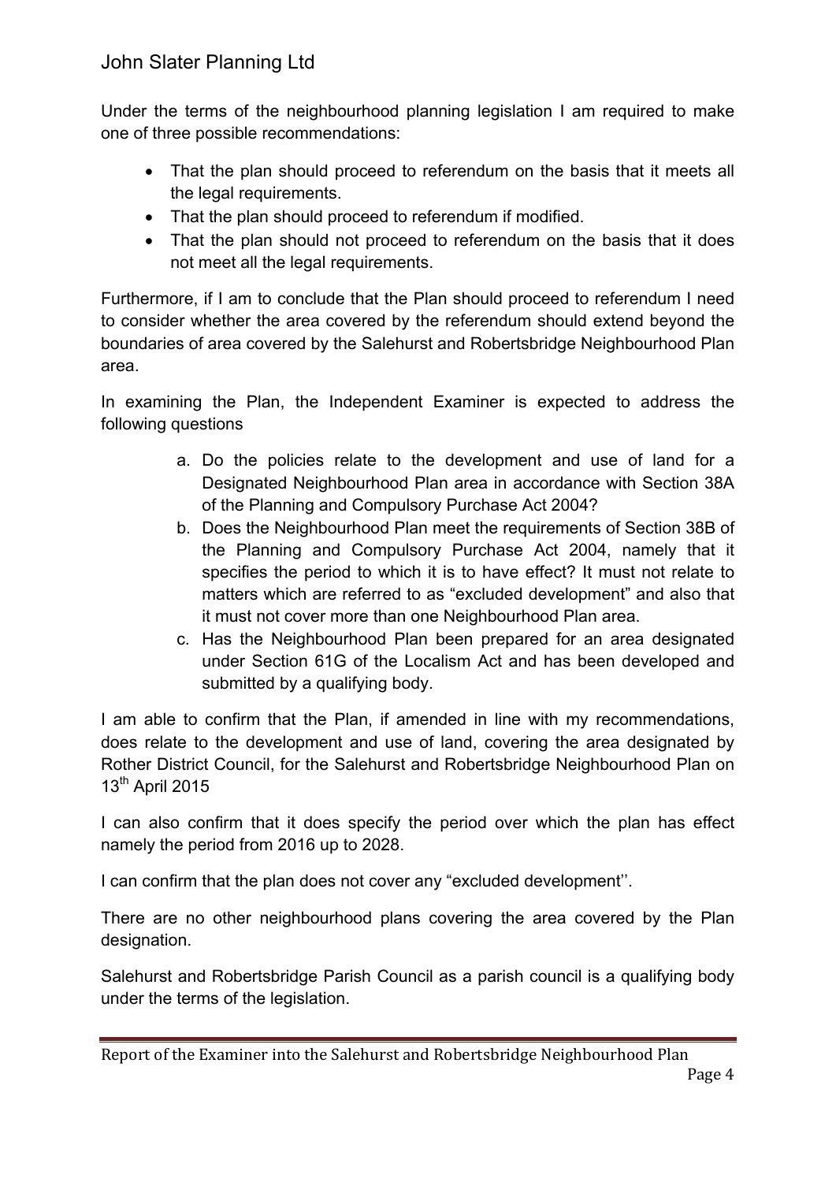Under the terms of the neighbourhood planning legislation I am required to make one of three possible recommendations:

- That the plan should proceed to referendum on the basis that it meets all the legal requirements.
- That the plan should proceed to referendum if modified.
- That the plan should not proceed to referendum on the basis that it does not meet all the legal requirements.

Furthermore, if I am to conclude that the Plan should proceed to referendum I need to consider whether the area covered by the referendum should extend beyond the boundaries of area covered by the Salehurst and Robertsbridge Neighbourhood Plan area.

In examining the Plan, the Independent Examiner is expected to address the following questions

a. Do the policies relate to the development and use of land for a Designated Neighbourhood Plan area in accordance with Section 38A of the Planning and Compulsory Purchase Act 2004?
b. Does the Neighbourhood Plan meet the requirements of Section 38B of the Planning and Compulsory Purchase Act 2004, namely that it specifies the period to which it is to have effect? It must not relate to matters which are referred to as "excluded development" and also that it must not cover more than one Neighbourhood Plan area.
c. Has the Neighbourhood Plan been prepared for an area designated under Section 61G of the Localism Act and has been developed and submitted by a qualifying body.

I am able to confirm that the Plan, if amended in line with my recommendations, does relate to the development and use of land, covering the area designated by Rother District Council, for the Salehurst and Robertsbridge Neighbourhood Plan on 13th April 2015

I can also confirm that it does specify the period over which the plan has effect namely the period from 2016 up to 2028.

I can confirm that the plan does not cover any "excluded development''.

There are no other neighbourhood plans covering the area covered by the Plan designation.

Salehurst and Robertsbridge Parish Council as a parish council is a qualifying body under the terms of the legislation.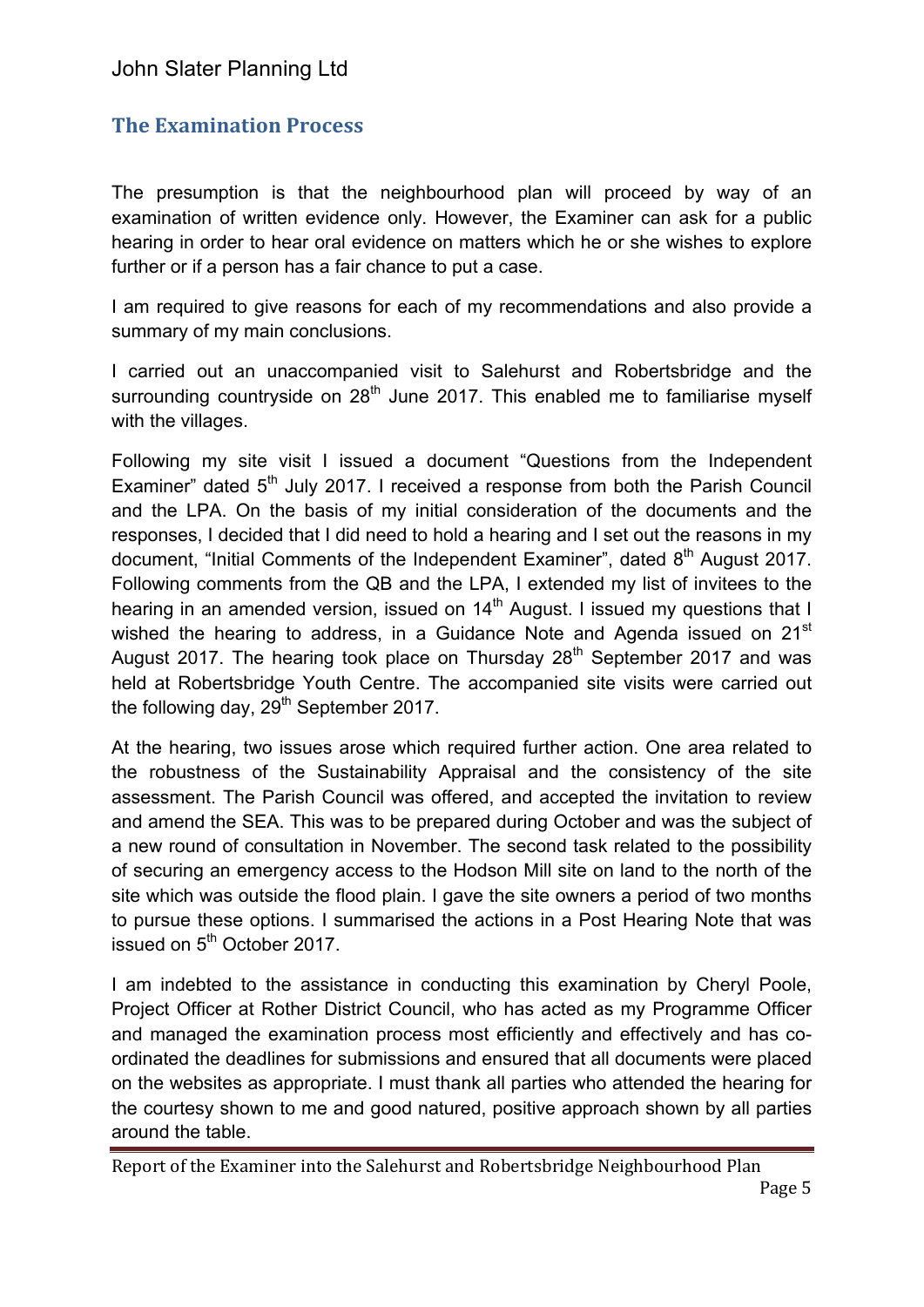## The Examination Process

The presumption is that the neighbourhood plan will proceed by way of an examination of written evidence only. However, the Examiner can ask for a public hearing in order to hear oral evidence on matters which he or she wishes to explore further or if a person has a fair chance to put a case.

I am required to give reasons for each of my recommendations and also provide a summary of my main conclusions.

I carried out an unaccompanied visit to Salehurst and Robertsbridge and the surrounding countryside on 28th June 2017. This enabled me to familiarise myself with the villages.

Following my site visit I issued a document "Questions from the Independent Examiner" dated 5th July 2017. I received a response from both the Parish Council and the LPA. On the basis of my initial consideration of the documents and the responses, I decided that I did need to hold a hearing and I set out the reasons in my document, "Initial Comments of the Independent Examiner", dated 8th August 2017. Following comments from the QB and the LPA, I extended my list of invitees to the hearing in an amended version, issued on 14th August. I issued my questions that I wished the hearing to address, in a Guidance Note and Agenda issued on 21st August 2017. The hearing took place on Thursday 28th September 2017 and was held at Robertsbridge Youth Centre. The accompanied site visits were carried out the following day, 29th September 2017.

At the hearing, two issues arose which required further action. One area related to the robustness of the Sustainability Appraisal and the consistency of the site assessment. The Parish Council was offered, and accepted the invitation to review and amend the SEA. This was to be prepared during October and was the subject of a new round of consultation in November. The second task related to the possibility of securing an emergency access to the Hodson Mill site on land to the north of the site which was outside the flood plain. I gave the site owners a period of two months to pursue these options. I summarised the actions in a Post Hearing Note that was issued on 5th October 2017.

I am indebted to the assistance in conducting this examination by Cheryl Poole, Project Officer at Rother District Council, who has acted as my Programme Officer and managed the examination process most efficiently and effectively and has co-ordinated the deadlines for submissions and ensured that all documents were placed on the websites as appropriate. I must thank all parties who attended the hearing for the courtesy shown to me and good natured, positive approach shown by all parties around the table.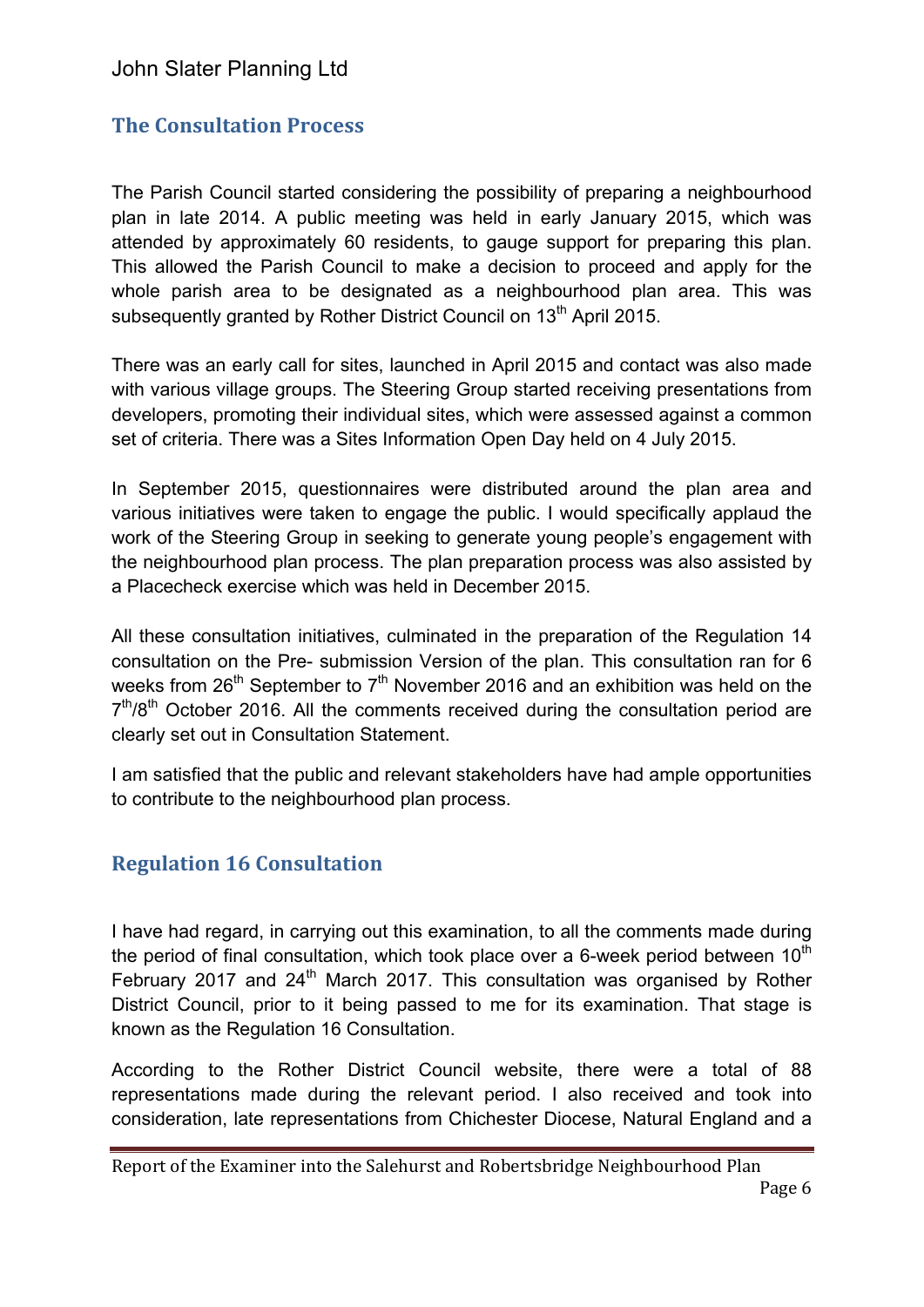## The Consultation Process

The Parish Council started considering the possibility of preparing a neighbourhood plan in late 2014. A public meeting was held in early January 2015, which was attended by approximately 60 residents, to gauge support for preparing this plan. This allowed the Parish Council to make a decision to proceed and apply for the whole parish area to be designated as a neighbourhood plan area. This was subsequently granted by Rother District Council on 13th April 2015.

There was an early call for sites, launched in April 2015 and contact was also made with various village groups. The Steering Group started receiving presentations from developers, promoting their individual sites, which were assessed against a common set of criteria. There was a Sites Information Open Day held on 4 July 2015.

In September 2015, questionnaires were distributed around the plan area and various initiatives were taken to engage the public. I would specifically applaud the work of the Steering Group in seeking to generate young people's engagement with the neighbourhood plan process. The plan preparation process was also assisted by a Placecheck exercise which was held in December 2015.

All these consultation initiatives, culminated in the preparation of the Regulation 14 consultation on the Pre- submission Version of the plan. This consultation ran for 6 weeks from 26th September to 7th November 2016 and an exhibition was held on the 7th/8th October 2016. All the comments received during the consultation period are clearly set out in Consultation Statement.

I am satisfied that the public and relevant stakeholders have had ample opportunities to contribute to the neighbourhood plan process.

## Regulation 16 Consultation

I have had regard, in carrying out this examination, to all the comments made during the period of final consultation, which took place over a 6-week period between 10th February 2017 and 24th March 2017. This consultation was organised by Rother District Council, prior to it being passed to me for its examination. That stage is known as the Regulation 16 Consultation.

According to the Rother District Council website, there were a total of 88 representations made during the relevant period. I also received and took into consideration, late representations from Chichester Diocese, Natural England and a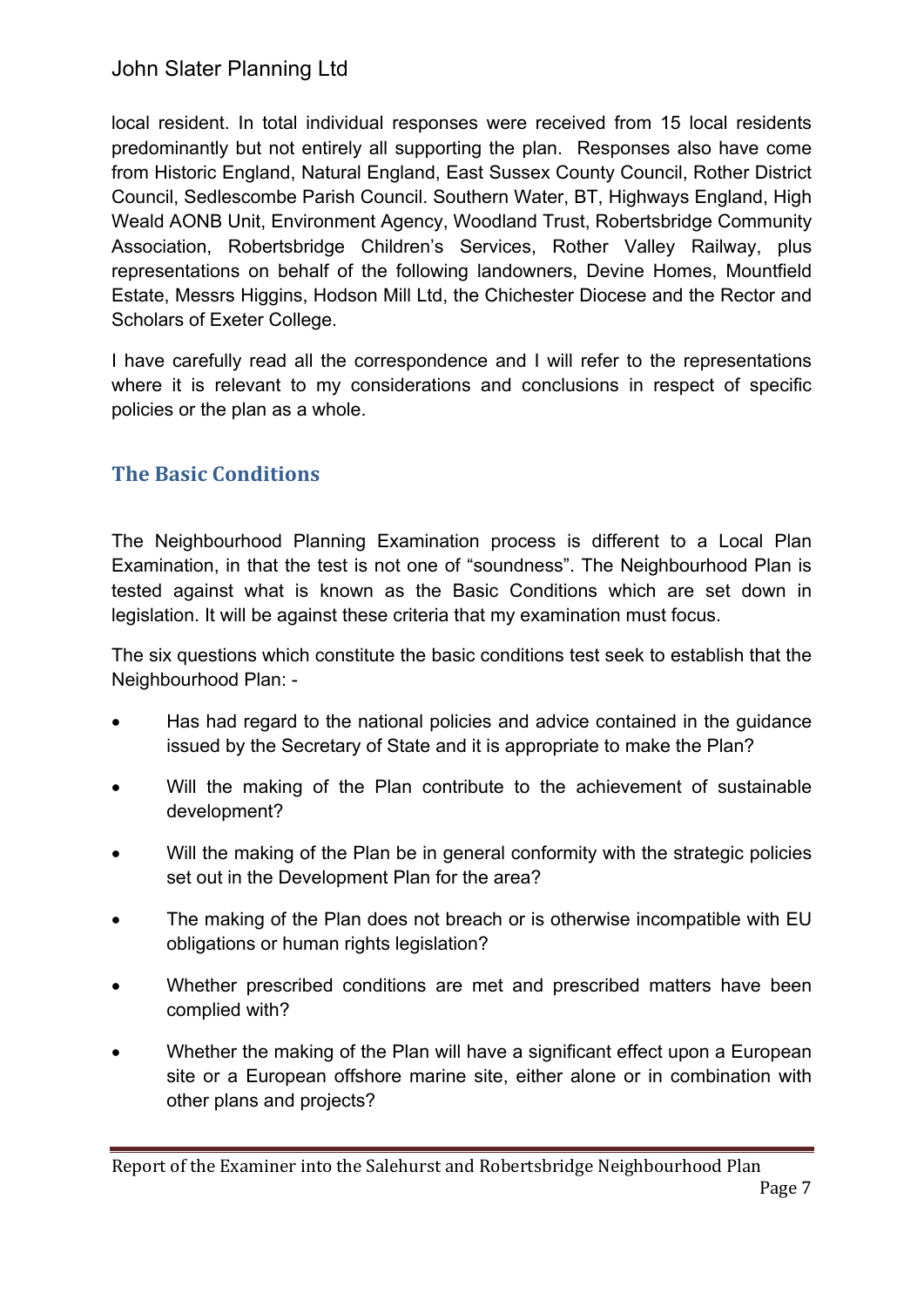local resident. In total individual responses were received from 15 local residents predominantly but not entirely all supporting the plan. Responses also have come from Historic England, Natural England, East Sussex County Council, Rother District Council, Sedlescombe Parish Council. Southern Water, BT, Highways England, High Weald AONB Unit, Environment Agency, Woodland Trust, Robertsbridge Community Association, Robertsbridge Children's Services, Rother Valley Railway, plus representations on behalf of the following landowners, Devine Homes, Mountfield Estate, Messrs Higgins, Hodson Mill Ltd, the Chichester Diocese and the Rector and Scholars of Exeter College.

I have carefully read all the correspondence and I will refer to the representations where it is relevant to my considerations and conclusions in respect of specific policies or the plan as a whole.

## The Basic Conditions

The Neighbourhood Planning Examination process is different to a Local Plan Examination, in that the test is not one of "soundness". The Neighbourhood Plan is tested against what is known as the Basic Conditions which are set down in legislation. It will be against these criteria that my examination must focus.

The six questions which constitute the basic conditions test seek to establish that the Neighbourhood Plan: -

- Has had regard to the national policies and advice contained in the guidance issued by the Secretary of State and it is appropriate to make the Plan?
- Will the making of the Plan contribute to the achievement of sustainable development?
- Will the making of the Plan be in general conformity with the strategic policies set out in the Development Plan for the area?
- The making of the Plan does not breach or is otherwise incompatible with EU obligations or human rights legislation?
- Whether prescribed conditions are met and prescribed matters have been complied with?
- Whether the making of the Plan will have a significant effect upon a European site or a European offshore marine site, either alone or in combination with other plans and projects?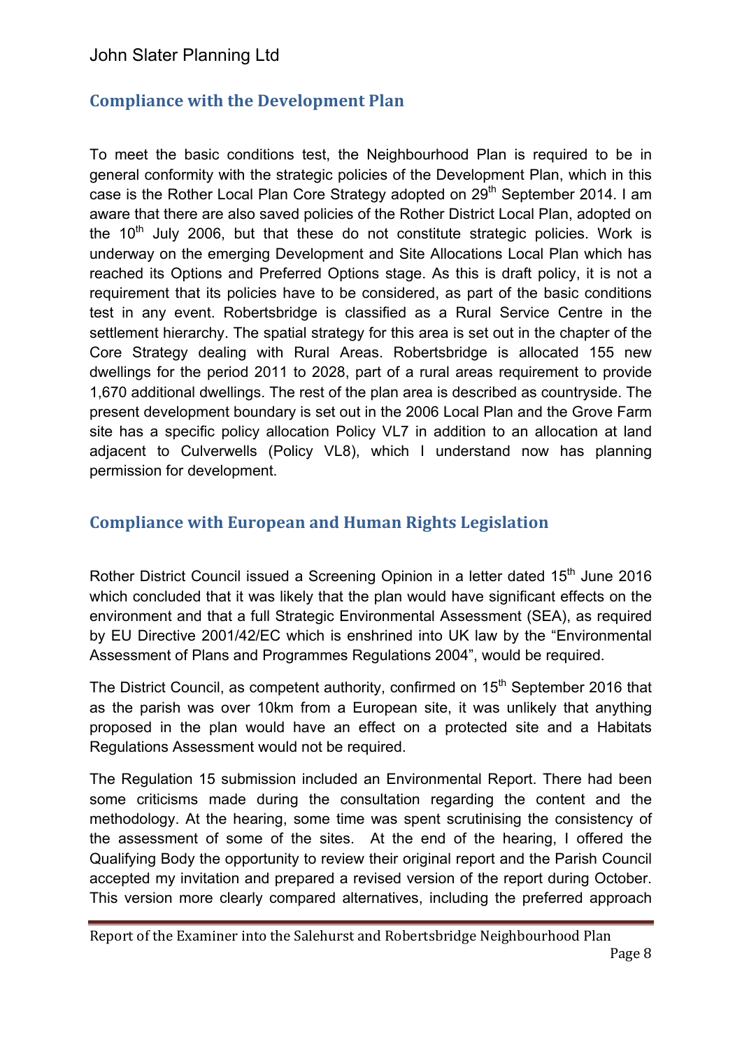## Compliance with the Development Plan

To meet the basic conditions test, the Neighbourhood Plan is required to be in general conformity with the strategic policies of the Development Plan, which in this case is the Rother Local Plan Core Strategy adopted on 29th September 2014. I am aware that there are also saved policies of the Rother District Local Plan, adopted on the 10th July 2006, but that these do not constitute strategic policies. Work is underway on the emerging Development and Site Allocations Local Plan which has reached its Options and Preferred Options stage. As this is draft policy, it is not a requirement that its policies have to be considered, as part of the basic conditions test in any event. Robertsbridge is classified as a Rural Service Centre in the settlement hierarchy. The spatial strategy for this area is set out in the chapter of the Core Strategy dealing with Rural Areas. Robertsbridge is allocated 155 new dwellings for the period 2011 to 2028, part of a rural areas requirement to provide 1,670 additional dwellings. The rest of the plan area is described as countryside. The present development boundary is set out in the 2006 Local Plan and the Grove Farm site has a specific policy allocation Policy VL7 in addition to an allocation at land adjacent to Culverwells (Policy VL8), which I understand now has planning permission for development.

## Compliance with European and Human Rights Legislation

Rother District Council issued a Screening Opinion in a letter dated 15th June 2016 which concluded that it was likely that the plan would have significant effects on the environment and that a full Strategic Environmental Assessment (SEA), as required by EU Directive 2001/42/EC which is enshrined into UK law by the "Environmental Assessment of Plans and Programmes Regulations 2004", would be required.

The District Council, as competent authority, confirmed on 15th September 2016 that as the parish was over 10km from a European site, it was unlikely that anything proposed in the plan would have an effect on a protected site and a Habitats Regulations Assessment would not be required.

The Regulation 15 submission included an Environmental Report. There had been some criticisms made during the consultation regarding the content and the methodology. At the hearing, some time was spent scrutinising the consistency of the assessment of some of the sites. At the end of the hearing, I offered the Qualifying Body the opportunity to review their original report and the Parish Council accepted my invitation and prepared a revised version of the report during October. This version more clearly compared alternatives, including the preferred approach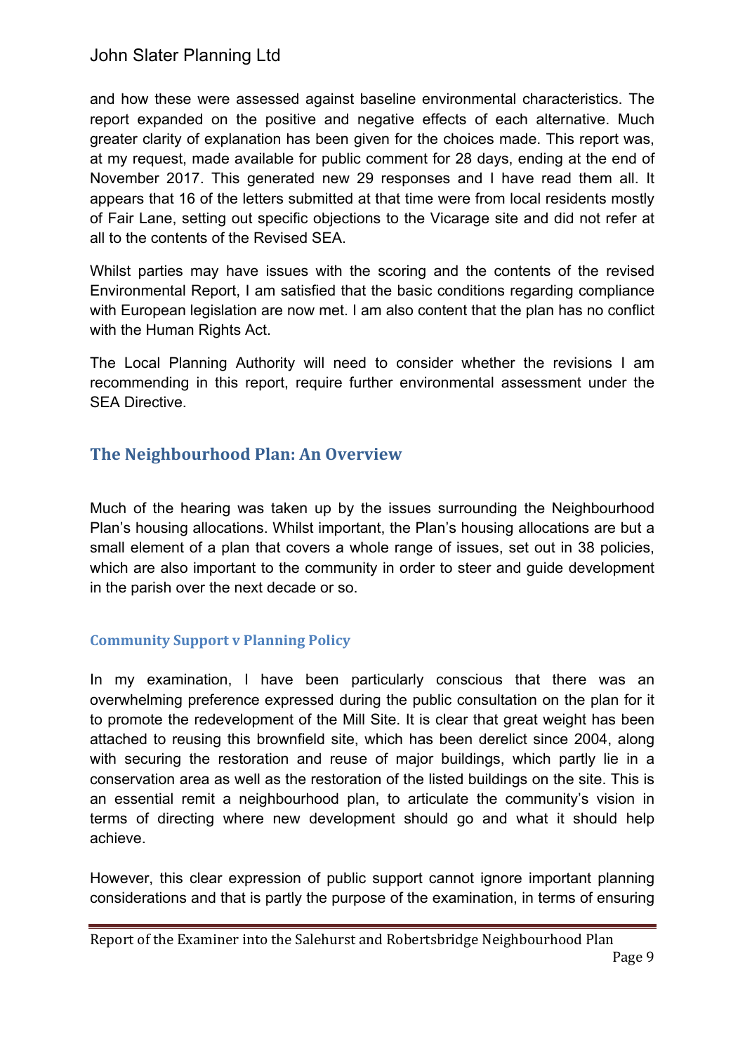and how these were assessed against baseline environmental characteristics. The report expanded on the positive and negative effects of each alternative. Much greater clarity of explanation has been given for the choices made. This report was, at my request, made available for public comment for 28 days, ending at the end of November 2017. This generated new 29 responses and I have read them all. It appears that 16 of the letters submitted at that time were from local residents mostly of Fair Lane, setting out specific objections to the Vicarage site and did not refer at all to the contents of the Revised SEA.

Whilst parties may have issues with the scoring and the contents of the revised Environmental Report, I am satisfied that the basic conditions regarding compliance with European legislation are now met. I am also content that the plan has no conflict with the Human Rights Act.

The Local Planning Authority will need to consider whether the revisions I am recommending in this report, require further environmental assessment under the SEA Directive.

## The Neighbourhood Plan: An Overview

Much of the hearing was taken up by the issues surrounding the Neighbourhood Plan's housing allocations. Whilst important, the Plan's housing allocations are but a small element of a plan that covers a whole range of issues, set out in 38 policies, which are also important to the community in order to steer and guide development in the parish over the next decade or so.

### Community Support v Planning Policy

In my examination, I have been particularly conscious that there was an overwhelming preference expressed during the public consultation on the plan for it to promote the redevelopment of the Mill Site. It is clear that great weight has been attached to reusing this brownfield site, which has been derelict since 2004, along with securing the restoration and reuse of major buildings, which partly lie in a conservation area as well as the restoration of the listed buildings on the site. This is an essential remit a neighbourhood plan, to articulate the community's vision in terms of directing where new development should go and what it should help achieve.

However, this clear expression of public support cannot ignore important planning considerations and that is partly the purpose of the examination, in terms of ensuring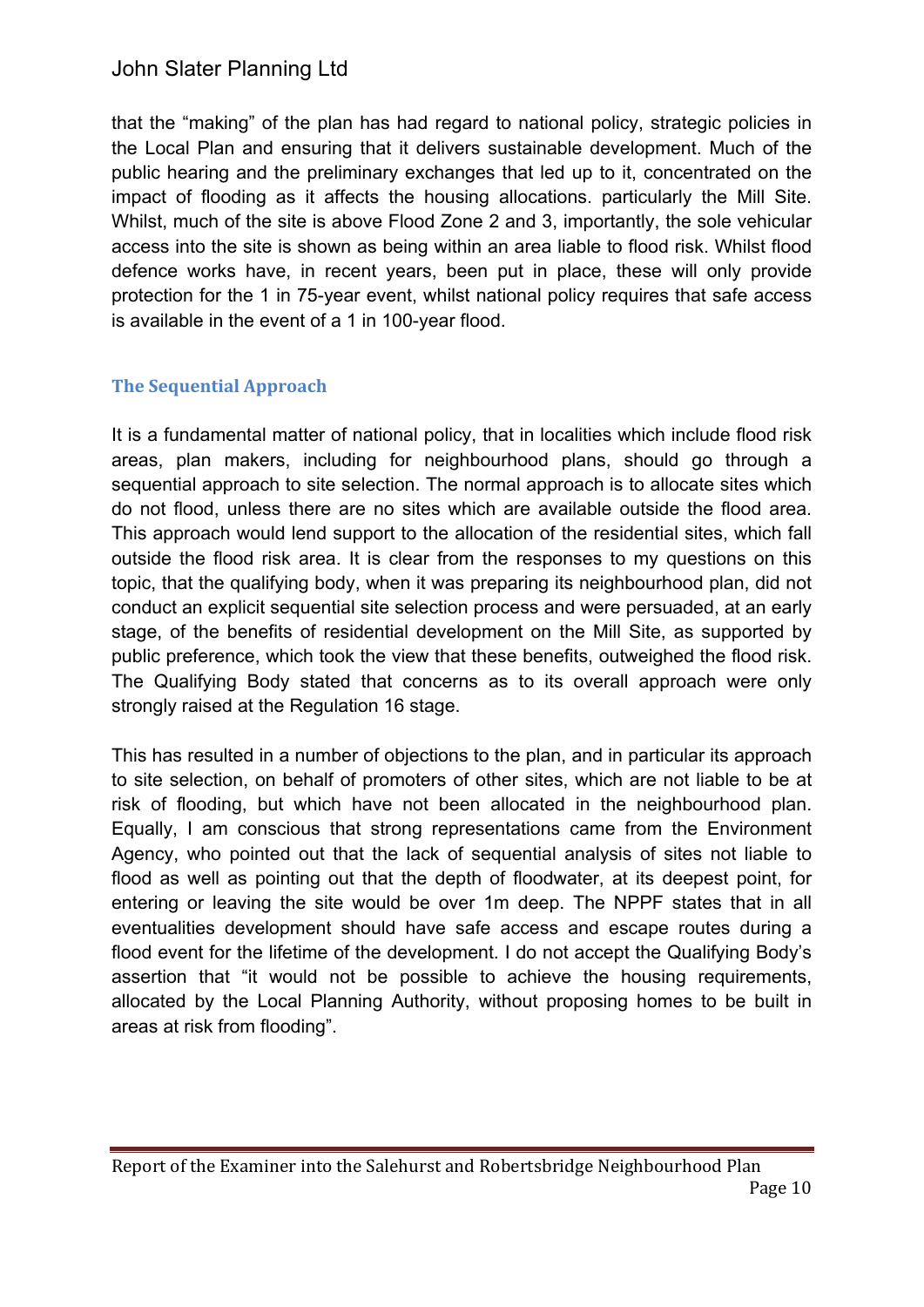that the "making" of the plan has had regard to national policy, strategic policies in the Local Plan and ensuring that it delivers sustainable development. Much of the public hearing and the preliminary exchanges that led up to it, concentrated on the impact of flooding as it affects the housing allocations. particularly the Mill Site. Whilst, much of the site is above Flood Zone 2 and 3, importantly, the sole vehicular access into the site is shown as being within an area liable to flood risk. Whilst flood defence works have, in recent years, been put in place, these will only provide protection for the 1 in 75-year event, whilst national policy requires that safe access is available in the event of a 1 in 100-year flood.

### The Sequential Approach

It is a fundamental matter of national policy, that in localities which include flood risk areas, plan makers, including for neighbourhood plans, should go through a sequential approach to site selection. The normal approach is to allocate sites which do not flood, unless there are no sites which are available outside the flood area. This approach would lend support to the allocation of the residential sites, which fall outside the flood risk area. It is clear from the responses to my questions on this topic, that the qualifying body, when it was preparing its neighbourhood plan, did not conduct an explicit sequential site selection process and were persuaded, at an early stage, of the benefits of residential development on the Mill Site, as supported by public preference, which took the view that these benefits, outweighed the flood risk. The Qualifying Body stated that concerns as to its overall approach were only strongly raised at the Regulation 16 stage.

This has resulted in a number of objections to the plan, and in particular its approach to site selection, on behalf of promoters of other sites, which are not liable to be at risk of flooding, but which have not been allocated in the neighbourhood plan. Equally, I am conscious that strong representations came from the Environment Agency, who pointed out that the lack of sequential analysis of sites not liable to flood as well as pointing out that the depth of floodwater, at its deepest point, for entering or leaving the site would be over 1m deep. The NPPF states that in all eventualities development should have safe access and escape routes during a flood event for the lifetime of the development. I do not accept the Qualifying Body's assertion that "it would not be possible to achieve the housing requirements, allocated by the Local Planning Authority, without proposing homes to be built in areas at risk from flooding".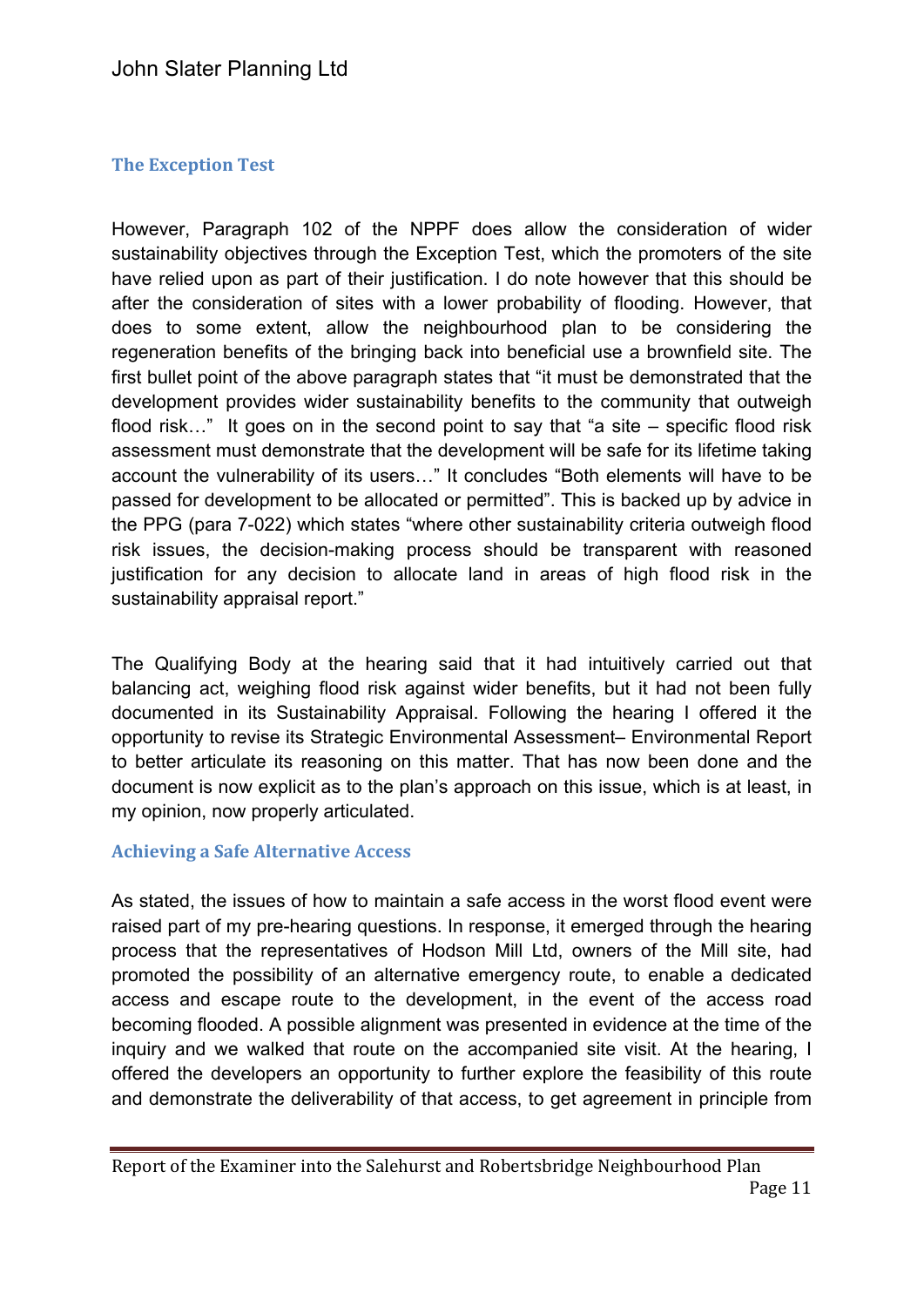### The Exception Test

However, Paragraph 102 of the NPPF does allow the consideration of wider sustainability objectives through the Exception Test, which the promoters of the site have relied upon as part of their justification. I do note however that this should be after the consideration of sites with a lower probability of flooding. However, that does to some extent, allow the neighbourhood plan to be considering the regeneration benefits of the bringing back into beneficial use a brownfield site. The first bullet point of the above paragraph states that "it must be demonstrated that the development provides wider sustainability benefits to the community that outweigh flood risk…" It goes on in the second point to say that "a site – specific flood risk assessment must demonstrate that the development will be safe for its lifetime taking account the vulnerability of its users…" It concludes "Both elements will have to be passed for development to be allocated or permitted". This is backed up by advice in the PPG (para 7-022) which states "where other sustainability criteria outweigh flood risk issues, the decision-making process should be transparent with reasoned justification for any decision to allocate land in areas of high flood risk in the sustainability appraisal report."

The Qualifying Body at the hearing said that it had intuitively carried out that balancing act, weighing flood risk against wider benefits, but it had not been fully documented in its Sustainability Appraisal. Following the hearing I offered it the opportunity to revise its Strategic Environmental Assessment– Environmental Report to better articulate its reasoning on this matter. That has now been done and the document is now explicit as to the plan's approach on this issue, which is at least, in my opinion, now properly articulated.

### Achieving a Safe Alternative Access

As stated, the issues of how to maintain a safe access in the worst flood event were raised part of my pre-hearing questions. In response, it emerged through the hearing process that the representatives of Hodson Mill Ltd, owners of the Mill site, had promoted the possibility of an alternative emergency route, to enable a dedicated access and escape route to the development, in the event of the access road becoming flooded. A possible alignment was presented in evidence at the time of the inquiry and we walked that route on the accompanied site visit. At the hearing, I offered the developers an opportunity to further explore the feasibility of this route and demonstrate the deliverability of that access, to get agreement in principle from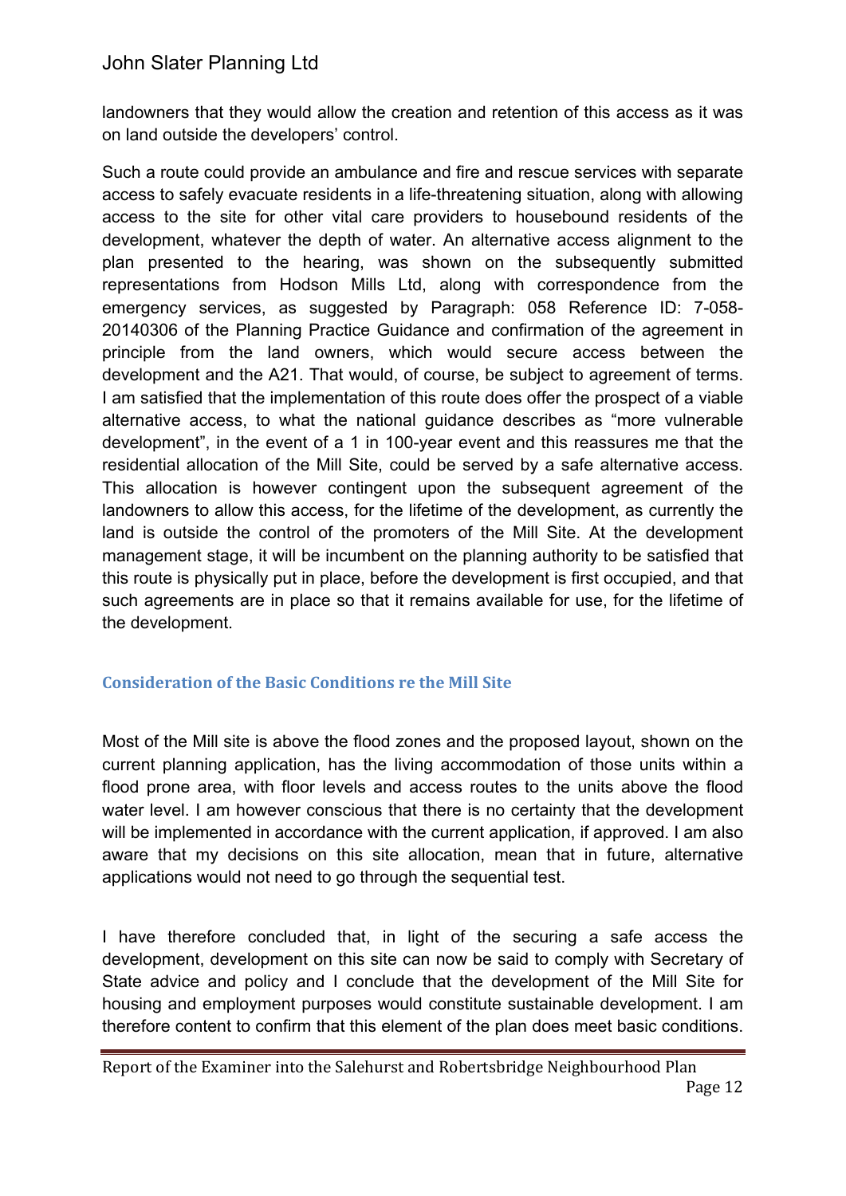landowners that they would allow the creation and retention of this access as it was on land outside the developers' control.

Such a route could provide an ambulance and fire and rescue services with separate access to safely evacuate residents in a life-threatening situation, along with allowing access to the site for other vital care providers to housebound residents of the development, whatever the depth of water. An alternative access alignment to the plan presented to the hearing, was shown on the subsequently submitted representations from Hodson Mills Ltd, along with correspondence from the emergency services, as suggested by Paragraph: 058 Reference ID: 7-058-20140306 of the Planning Practice Guidance and confirmation of the agreement in principle from the land owners, which would secure access between the development and the A21. That would, of course, be subject to agreement of terms. I am satisfied that the implementation of this route does offer the prospect of a viable alternative access, to what the national guidance describes as "more vulnerable development", in the event of a 1 in 100-year event and this reassures me that the residential allocation of the Mill Site, could be served by a safe alternative access. This allocation is however contingent upon the subsequent agreement of the landowners to allow this access, for the lifetime of the development, as currently the land is outside the control of the promoters of the Mill Site. At the development management stage, it will be incumbent on the planning authority to be satisfied that this route is physically put in place, before the development is first occupied, and that such agreements are in place so that it remains available for use, for the lifetime of the development.

## Consideration of the Basic Conditions re the Mill Site

Most of the Mill site is above the flood zones and the proposed layout, shown on the current planning application, has the living accommodation of those units within a flood prone area, with floor levels and access routes to the units above the flood water level. I am however conscious that there is no certainty that the development will be implemented in accordance with the current application, if approved. I am also aware that my decisions on this site allocation, mean that in future, alternative applications would not need to go through the sequential test.

I have therefore concluded that, in light of the securing a safe access the development, development on this site can now be said to comply with Secretary of State advice and policy and I conclude that the development of the Mill Site for housing and employment purposes would constitute sustainable development. I am therefore content to confirm that this element of the plan does meet basic conditions.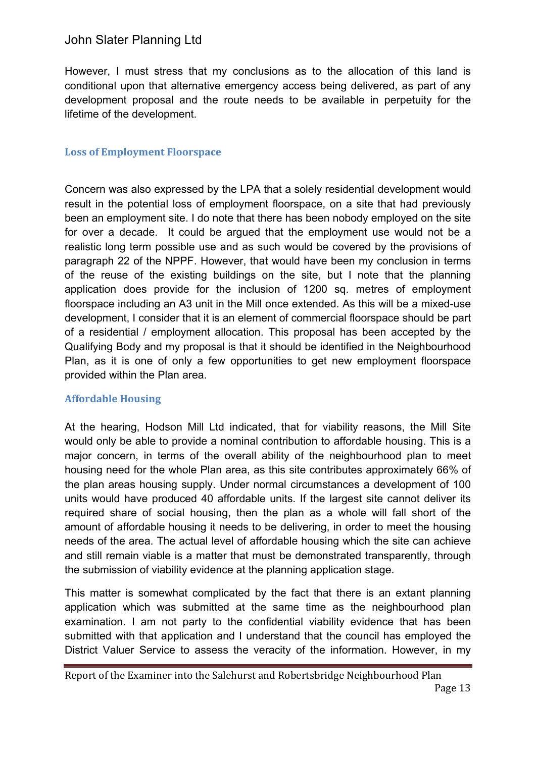However, I must stress that my conclusions as to the allocation of this land is conditional upon that alternative emergency access being delivered, as part of any development proposal and the route needs to be available in perpetuity for the lifetime of the development.

### Loss of Employment Floorspace

Concern was also expressed by the LPA that a solely residential development would result in the potential loss of employment floorspace, on a site that had previously been an employment site. I do note that there has been nobody employed on the site for over a decade. It could be argued that the employment use would not be a realistic long term possible use and as such would be covered by the provisions of paragraph 22 of the NPPF. However, that would have been my conclusion in terms of the reuse of the existing buildings on the site, but I note that the planning application does provide for the inclusion of 1200 sq. metres of employment floorspace including an A3 unit in the Mill once extended. As this will be a mixed-use development, I consider that it is an element of commercial floorspace should be part of a residential / employment allocation. This proposal has been accepted by the Qualifying Body and my proposal is that it should be identified in the Neighbourhood Plan, as it is one of only a few opportunities to get new employment floorspace provided within the Plan area.

### Affordable Housing

At the hearing, Hodson Mill Ltd indicated, that for viability reasons, the Mill Site would only be able to provide a nominal contribution to affordable housing. This is a major concern, in terms of the overall ability of the neighbourhood plan to meet housing need for the whole Plan area, as this site contributes approximately 66% of the plan areas housing supply. Under normal circumstances a development of 100 units would have produced 40 affordable units. If the largest site cannot deliver its required share of social housing, then the plan as a whole will fall short of the amount of affordable housing it needs to be delivering, in order to meet the housing needs of the area. The actual level of affordable housing which the site can achieve and still remain viable is a matter that must be demonstrated transparently, through the submission of viability evidence at the planning application stage.

This matter is somewhat complicated by the fact that there is an extant planning application which was submitted at the same time as the neighbourhood plan examination. I am not party to the confidential viability evidence that has been submitted with that application and I understand that the council has employed the District Valuer Service to assess the veracity of the information. However, in my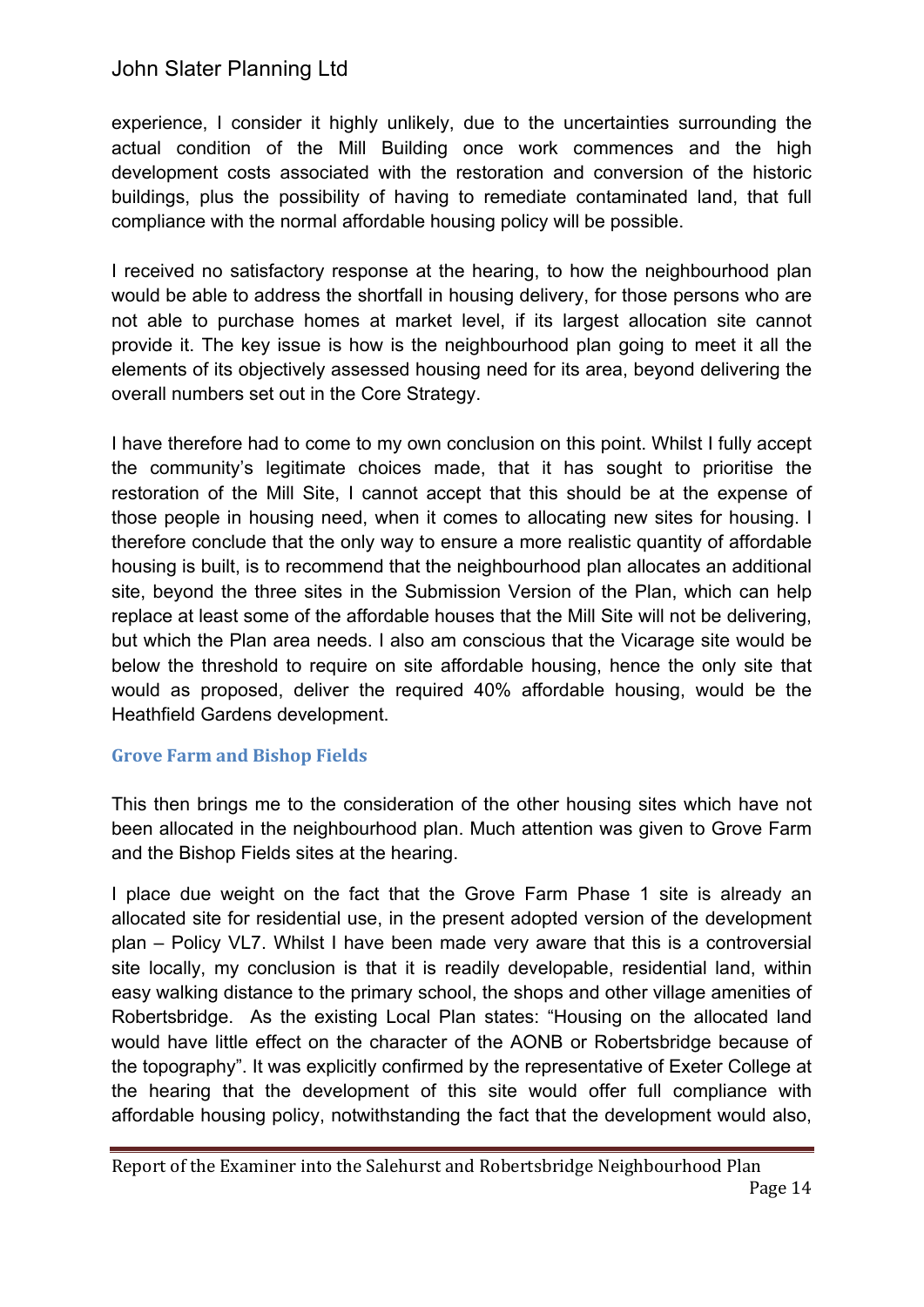experience, I consider it highly unlikely, due to the uncertainties surrounding the actual condition of the Mill Building once work commences and the high development costs associated with the restoration and conversion of the historic buildings, plus the possibility of having to remediate contaminated land, that full compliance with the normal affordable housing policy will be possible.

I received no satisfactory response at the hearing, to how the neighbourhood plan would be able to address the shortfall in housing delivery, for those persons who are not able to purchase homes at market level, if its largest allocation site cannot provide it. The key issue is how is the neighbourhood plan going to meet it all the elements of its objectively assessed housing need for its area, beyond delivering the overall numbers set out in the Core Strategy.

I have therefore had to come to my own conclusion on this point. Whilst I fully accept the community's legitimate choices made, that it has sought to prioritise the restoration of the Mill Site, I cannot accept that this should be at the expense of those people in housing need, when it comes to allocating new sites for housing. I therefore conclude that the only way to ensure a more realistic quantity of affordable housing is built, is to recommend that the neighbourhood plan allocates an additional site, beyond the three sites in the Submission Version of the Plan, which can help replace at least some of the affordable houses that the Mill Site will not be delivering, but which the Plan area needs. I also am conscious that the Vicarage site would be below the threshold to require on site affordable housing, hence the only site that would as proposed, deliver the required 40% affordable housing, would be the Heathfield Gardens development.

### Grove Farm and Bishop Fields

This then brings me to the consideration of the other housing sites which have not been allocated in the neighbourhood plan. Much attention was given to Grove Farm and the Bishop Fields sites at the hearing.

I place due weight on the fact that the Grove Farm Phase 1 site is already an allocated site for residential use, in the present adopted version of the development plan – Policy VL7. Whilst I have been made very aware that this is a controversial site locally, my conclusion is that it is readily developable, residential land, within easy walking distance to the primary school, the shops and other village amenities of Robertsbridge. As the existing Local Plan states: "Housing on the allocated land would have little effect on the character of the AONB or Robertsbridge because of the topography". It was explicitly confirmed by the representative of Exeter College at the hearing that the development of this site would offer full compliance with affordable housing policy, notwithstanding the fact that the development would also,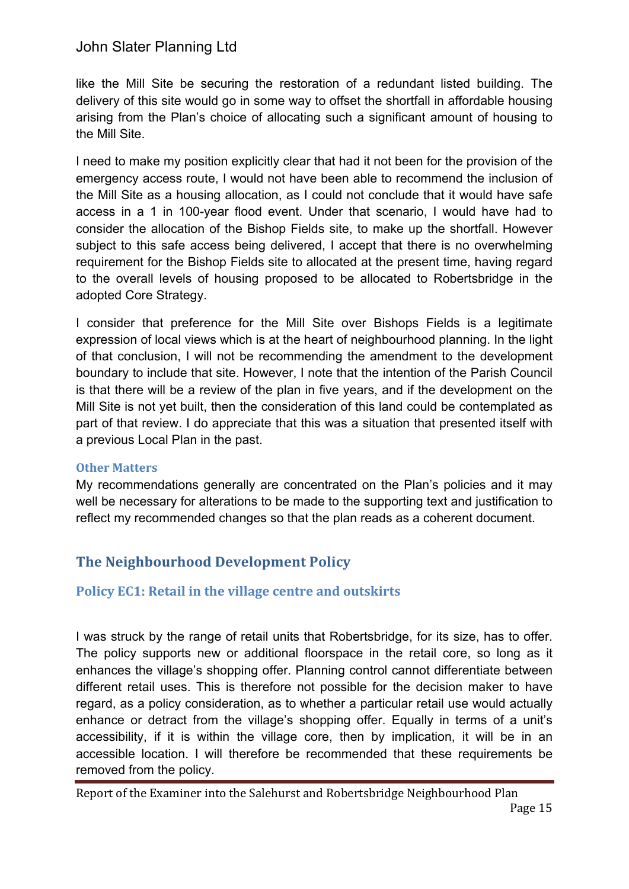like the Mill Site be securing the restoration of a redundant listed building. The delivery of this site would go in some way to offset the shortfall in affordable housing arising from the Plan's choice of allocating such a significant amount of housing to the Mill Site.

I need to make my position explicitly clear that had it not been for the provision of the emergency access route, I would not have been able to recommend the inclusion of the Mill Site as a housing allocation, as I could not conclude that it would have safe access in a 1 in 100-year flood event. Under that scenario, I would have had to consider the allocation of the Bishop Fields site, to make up the shortfall. However subject to this safe access being delivered, I accept that there is no overwhelming requirement for the Bishop Fields site to allocated at the present time, having regard to the overall levels of housing proposed to be allocated to Robertsbridge in the adopted Core Strategy.

I consider that preference for the Mill Site over Bishops Fields is a legitimate expression of local views which is at the heart of neighbourhood planning. In the light of that conclusion, I will not be recommending the amendment to the development boundary to include that site. However, I note that the intention of the Parish Council is that there will be a review of the plan in five years, and if the development on the Mill Site is not yet built, then the consideration of this land could be contemplated as part of that review. I do appreciate that this was a situation that presented itself with a previous Local Plan in the past.

### Other Matters

My recommendations generally are concentrated on the Plan's policies and it may well be necessary for alterations to be made to the supporting text and justification to reflect my recommended changes so that the plan reads as a coherent document.

## The Neighbourhood Development Policy

### Policy EC1: Retail in the village centre and outskirts

I was struck by the range of retail units that Robertsbridge, for its size, has to offer. The policy supports new or additional floorspace in the retail core, so long as it enhances the village's shopping offer. Planning control cannot differentiate between different retail uses. This is therefore not possible for the decision maker to have regard, as a policy consideration, as to whether a particular retail use would actually enhance or detract from the village's shopping offer. Equally in terms of a unit's accessibility, if it is within the village core, then by implication, it will be in an accessible location. I will therefore be recommended that these requirements be removed from the policy.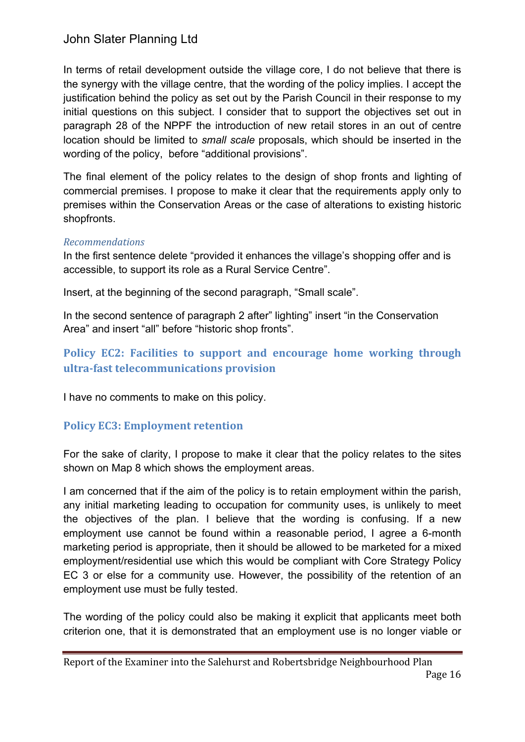In terms of retail development outside the village core, I do not believe that there is the synergy with the village centre, that the wording of the policy implies. I accept the justification behind the policy as set out by the Parish Council in their response to my initial questions on this subject. I consider that to support the objectives set out in paragraph 28 of the NPPF the introduction of new retail stores in an out of centre location should be limited to *small scale* proposals, which should be inserted in the wording of the policy, before "additional provisions".

The final element of the policy relates to the design of shop fronts and lighting of commercial premises. I propose to make it clear that the requirements apply only to premises within the Conservation Areas or the case of alterations to existing historic shopfronts.

*Recommendations*

In the first sentence delete "provided it enhances the village's shopping offer and is accessible, to support its role as a Rural Service Centre".

Insert, at the beginning of the second paragraph, "Small scale".

In the second sentence of paragraph 2 after" lighting" insert "in the Conservation Area" and insert "all" before "historic shop fronts".

### Policy EC2: Facilities to support and encourage home working through ultra-fast telecommunications provision

I have no comments to make on this policy.

### Policy EC3: Employment retention

For the sake of clarity, I propose to make it clear that the policy relates to the sites shown on Map 8 which shows the employment areas.

I am concerned that if the aim of the policy is to retain employment within the parish, any initial marketing leading to occupation for community uses, is unlikely to meet the objectives of the plan. I believe that the wording is confusing. If a new employment use cannot be found within a reasonable period, I agree a 6-month marketing period is appropriate, then it should be allowed to be marketed for a mixed employment/residential use which this would be compliant with Core Strategy Policy EC 3 or else for a community use. However, the possibility of the retention of an employment use must be fully tested.

The wording of the policy could also be making it explicit that applicants meet both criterion one, that it is demonstrated that an employment use is no longer viable or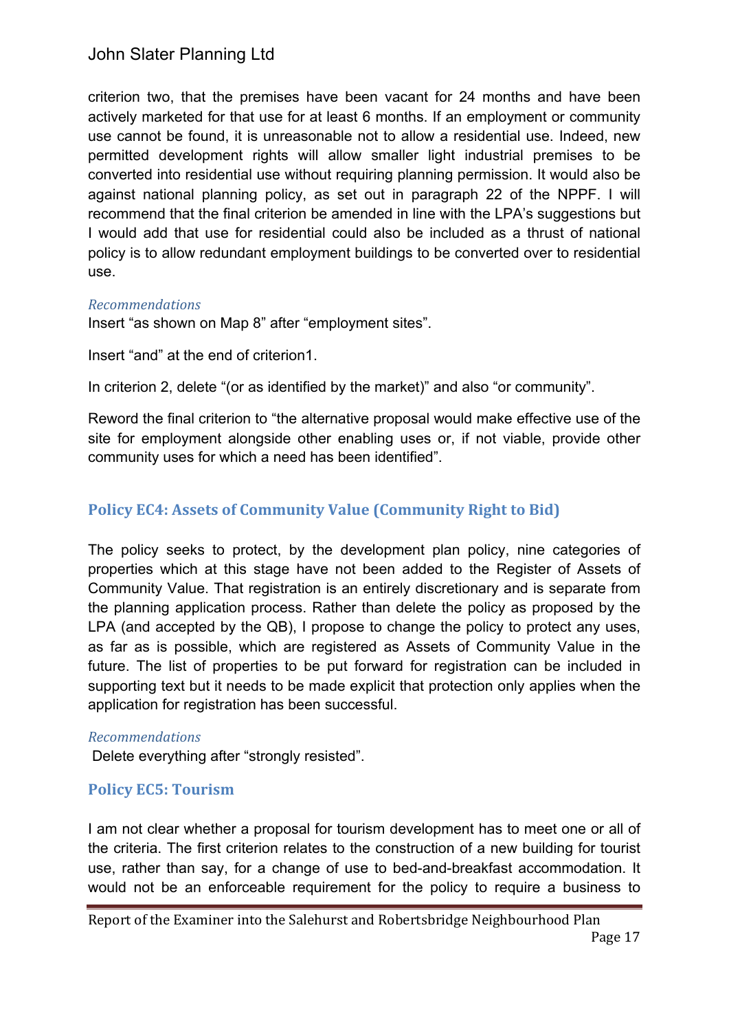criterion two, that the premises have been vacant for 24 months and have been actively marketed for that use for at least 6 months. If an employment or community use cannot be found, it is unreasonable not to allow a residential use. Indeed, new permitted development rights will allow smaller light industrial premises to be converted into residential use without requiring planning permission. It would also be against national planning policy, as set out in paragraph 22 of the NPPF. I will recommend that the final criterion be amended in line with the LPA's suggestions but I would add that use for residential could also be included as a thrust of national policy is to allow redundant employment buildings to be converted over to residential use.

*Recommendations*

Insert "as shown on Map 8" after "employment sites".

Insert "and" at the end of criterion1.

In criterion 2, delete "(or as identified by the market)" and also "or community".

Reword the final criterion to "the alternative proposal would make effective use of the site for employment alongside other enabling uses or, if not viable, provide other community uses for which a need has been identified".

### Policy EC4: Assets of Community Value (Community Right to Bid)

The policy seeks to protect, by the development plan policy, nine categories of properties which at this stage have not been added to the Register of Assets of Community Value. That registration is an entirely discretionary and is separate from the planning application process. Rather than delete the policy as proposed by the LPA (and accepted by the QB), I propose to change the policy to protect any uses, as far as is possible, which are registered as Assets of Community Value in the future. The list of properties to be put forward for registration can be included in supporting text but it needs to be made explicit that protection only applies when the application for registration has been successful.

*Recommendations*

Delete everything after "strongly resisted".

### Policy EC5: Tourism

I am not clear whether a proposal for tourism development has to meet one or all of the criteria. The first criterion relates to the construction of a new building for tourist use, rather than say, for a change of use to bed-and-breakfast accommodation. It would not be an enforceable requirement for the policy to require a business to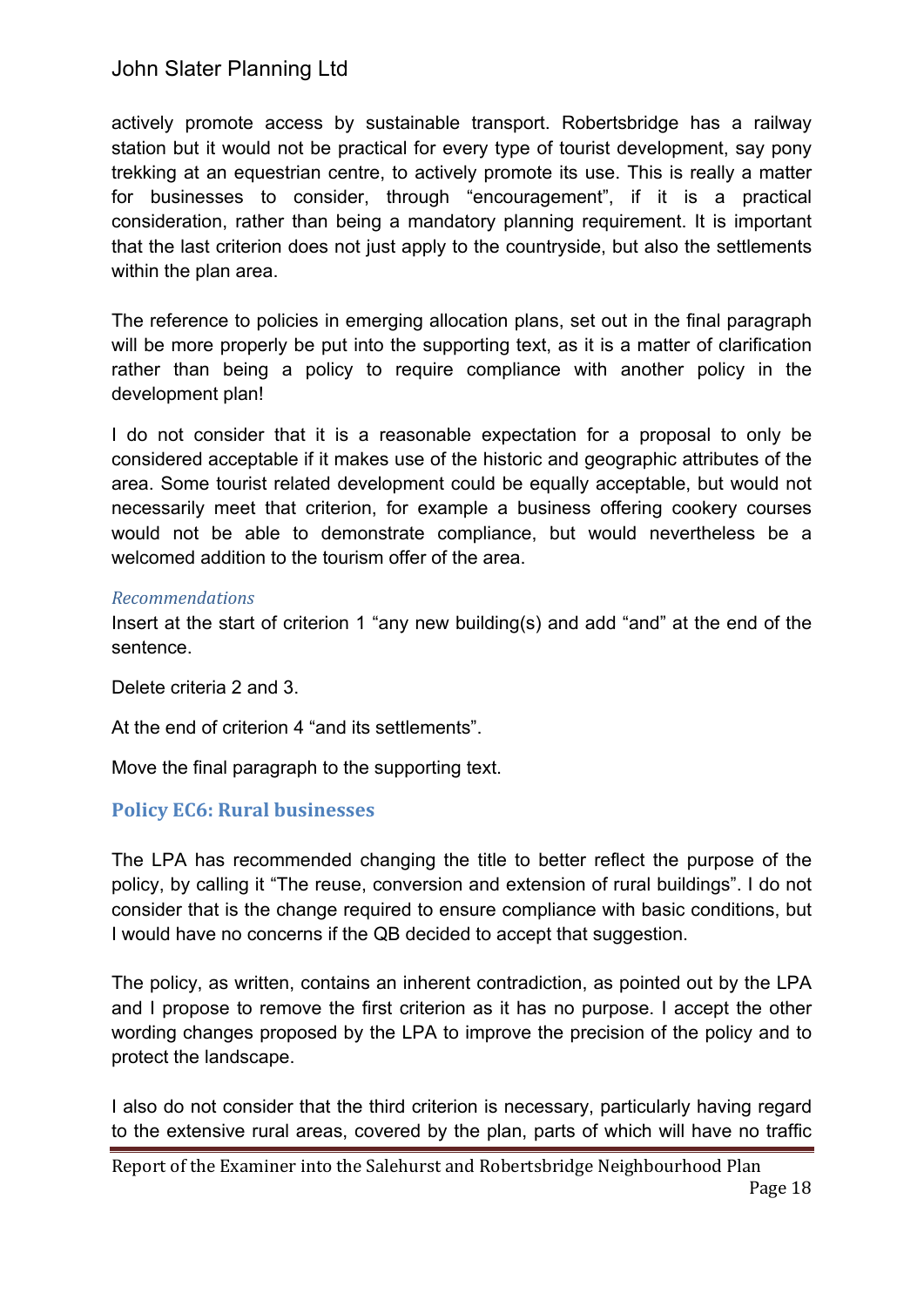actively promote access by sustainable transport. Robertsbridge has a railway station but it would not be practical for every type of tourist development, say pony trekking at an equestrian centre, to actively promote its use. This is really a matter for businesses to consider, through "encouragement", if it is a practical consideration, rather than being a mandatory planning requirement. It is important that the last criterion does not just apply to the countryside, but also the settlements within the plan area.

The reference to policies in emerging allocation plans, set out in the final paragraph will be more properly be put into the supporting text, as it is a matter of clarification rather than being a policy to require compliance with another policy in the development plan!

I do not consider that it is a reasonable expectation for a proposal to only be considered acceptable if it makes use of the historic and geographic attributes of the area. Some tourist related development could be equally acceptable, but would not necessarily meet that criterion, for example a business offering cookery courses would not be able to demonstrate compliance, but would nevertheless be a welcomed addition to the tourism offer of the area.

*Recommendations*

Insert at the start of criterion 1 "any new building(s) and add "and" at the end of the sentence.

Delete criteria 2 and 3.

At the end of criterion 4 "and its settlements".

Move the final paragraph to the supporting text.

### Policy EC6: Rural businesses

The LPA has recommended changing the title to better reflect the purpose of the policy, by calling it "The reuse, conversion and extension of rural buildings". I do not consider that is the change required to ensure compliance with basic conditions, but I would have no concerns if the QB decided to accept that suggestion.

The policy, as written, contains an inherent contradiction, as pointed out by the LPA and I propose to remove the first criterion as it has no purpose. I accept the other wording changes proposed by the LPA to improve the precision of the policy and to protect the landscape.

I also do not consider that the third criterion is necessary, particularly having regard to the extensive rural areas, covered by the plan, parts of which will have no traffic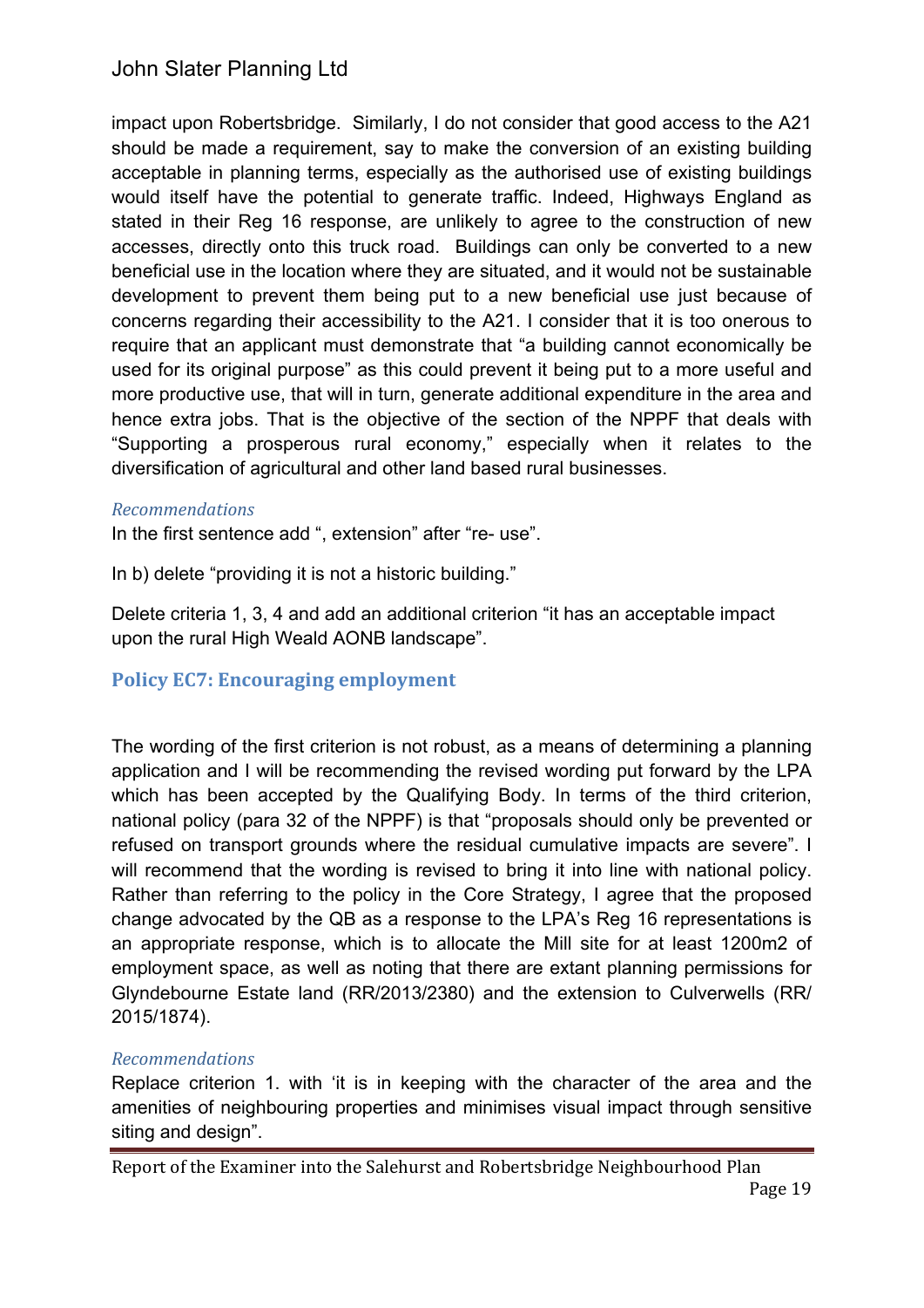impact upon Robertsbridge. Similarly, I do not consider that good access to the A21 should be made a requirement, say to make the conversion of an existing building acceptable in planning terms, especially as the authorised use of existing buildings would itself have the potential to generate traffic. Indeed, Highways England as stated in their Reg 16 response, are unlikely to agree to the construction of new accesses, directly onto this truck road. Buildings can only be converted to a new beneficial use in the location where they are situated, and it would not be sustainable development to prevent them being put to a new beneficial use just because of concerns regarding their accessibility to the A21. I consider that it is too onerous to require that an applicant must demonstrate that "a building cannot economically be used for its original purpose" as this could prevent it being put to a more useful and more productive use, that will in turn, generate additional expenditure in the area and hence extra jobs. That is the objective of the section of the NPPF that deals with "Supporting a prosperous rural economy," especially when it relates to the diversification of agricultural and other land based rural businesses.

*Recommendations*

In the first sentence add ", extension" after "re- use".

In b) delete "providing it is not a historic building."

Delete criteria 1, 3, 4 and add an additional criterion "it has an acceptable impact upon the rural High Weald AONB landscape".

### Policy EC7: Encouraging employment

The wording of the first criterion is not robust, as a means of determining a planning application and I will be recommending the revised wording put forward by the LPA which has been accepted by the Qualifying Body. In terms of the third criterion, national policy (para 32 of the NPPF) is that "proposals should only be prevented or refused on transport grounds where the residual cumulative impacts are severe". I will recommend that the wording is revised to bring it into line with national policy. Rather than referring to the policy in the Core Strategy, I agree that the proposed change advocated by the QB as a response to the LPA's Reg 16 representations is an appropriate response, which is to allocate the Mill site for at least 1200m2 of employment space, as well as noting that there are extant planning permissions for Glyndebourne Estate land (RR/2013/2380) and the extension to Culverwells (RR/ 2015/1874).

*Recommendations*

Replace criterion 1. with 'it is in keeping with the character of the area and the amenities of neighbouring properties and minimises visual impact through sensitive siting and design".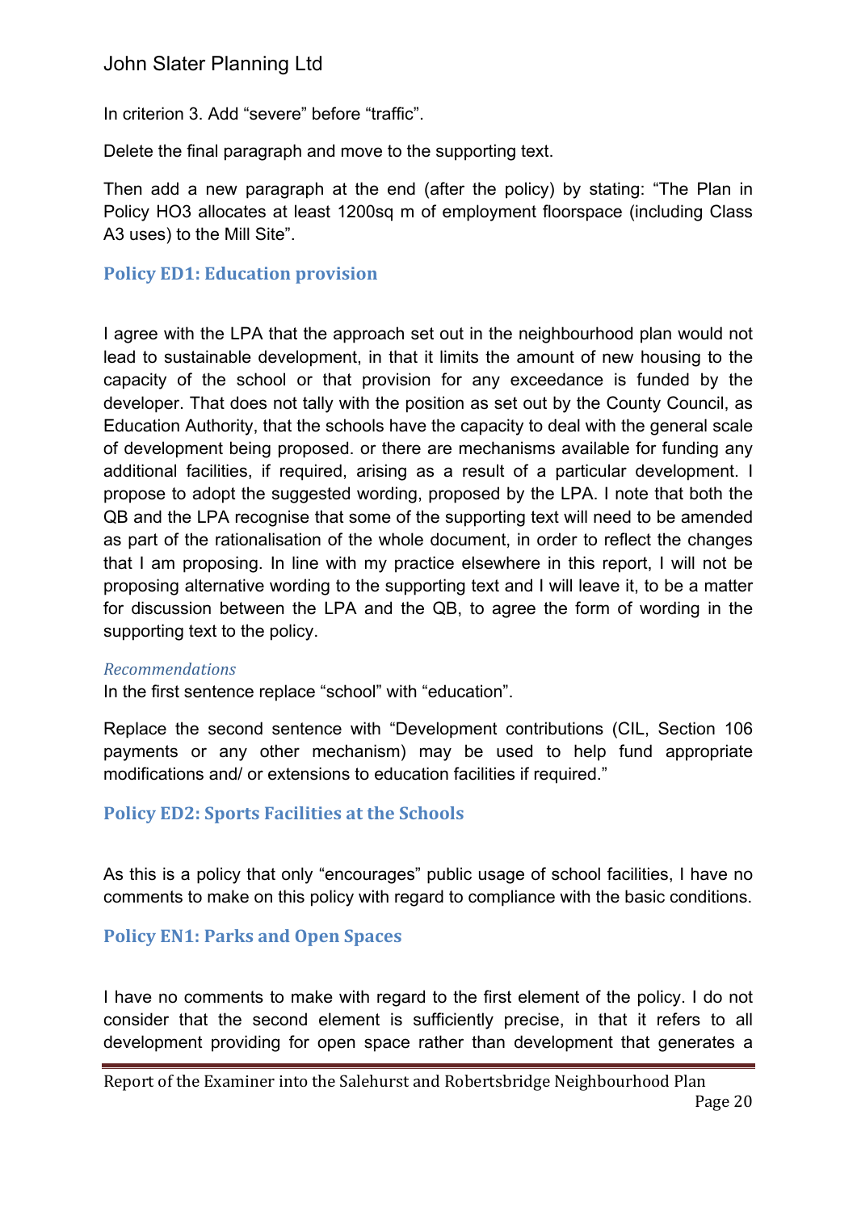In criterion 3. Add “severe” before “traffic”.

Delete the final paragraph and move to the supporting text.

Then add a new paragraph at the end (after the policy) by stating: “The Plan in Policy HO3 allocates at least 1200sq m of employment floorspace (including Class A3 uses) to the Mill Site”.

### Policy ED1: Education provision

I agree with the LPA that the approach set out in the neighbourhood plan would not lead to sustainable development, in that it limits the amount of new housing to the capacity of the school or that provision for any exceedance is funded by the developer. That does not tally with the position as set out by the County Council, as Education Authority, that the schools have the capacity to deal with the general scale of development being proposed. or there are mechanisms available for funding any additional facilities, if required, arising as a result of a particular development. I propose to adopt the suggested wording, proposed by the LPA. I note that both the QB and the LPA recognise that some of the supporting text will need to be amended as part of the rationalisation of the whole document, in order to reflect the changes that I am proposing. In line with my practice elsewhere in this report, I will not be proposing alternative wording to the supporting text and I will leave it, to be a matter for discussion between the LPA and the QB, to agree the form of wording in the supporting text to the policy.

*Recommendations*

In the first sentence replace “school” with “education”.

Replace the second sentence with “Development contributions (CIL, Section 106 payments or any other mechanism) may be used to help fund appropriate modifications and/ or extensions to education facilities if required.”

### Policy ED2: Sports Facilities at the Schools

As this is a policy that only “encourages” public usage of school facilities, I have no comments to make on this policy with regard to compliance with the basic conditions.

### Policy EN1: Parks and Open Spaces

I have no comments to make with regard to the first element of the policy. I do not consider that the second element is sufficiently precise, in that it refers to all development providing for open space rather than development that generates a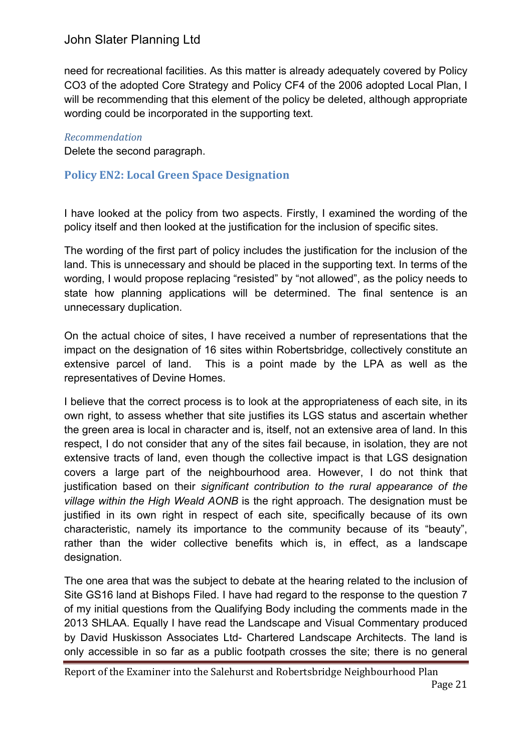need for recreational facilities. As this matter is already adequately covered by Policy CO3 of the adopted Core Strategy and Policy CF4 of the 2006 adopted Local Plan, I will be recommending that this element of the policy be deleted, although appropriate wording could be incorporated in the supporting text.

*Recommendation*

Delete the second paragraph.

### Policy EN2: Local Green Space Designation

I have looked at the policy from two aspects. Firstly, I examined the wording of the policy itself and then looked at the justification for the inclusion of specific sites.

The wording of the first part of policy includes the justification for the inclusion of the land. This is unnecessary and should be placed in the supporting text. In terms of the wording, I would propose replacing "resisted" by "not allowed", as the policy needs to state how planning applications will be determined. The final sentence is an unnecessary duplication.

On the actual choice of sites, I have received a number of representations that the impact on the designation of 16 sites within Robertsbridge, collectively constitute an extensive parcel of land. This is a point made by the LPA as well as the representatives of Devine Homes.

I believe that the correct process is to look at the appropriateness of each site, in its own right, to assess whether that site justifies its LGS status and ascertain whether the green area is local in character and is, itself, not an extensive area of land. In this respect, I do not consider that any of the sites fail because, in isolation, they are not extensive tracts of land, even though the collective impact is that LGS designation covers a large part of the neighbourhood area. However, I do not think that justification based on their *significant contribution to the rural appearance of the village within the High Weald AONB* is the right approach. The designation must be justified in its own right in respect of each site, specifically because of its own characteristic, namely its importance to the community because of its "beauty", rather than the wider collective benefits which is, in effect, as a landscape designation.

The one area that was the subject to debate at the hearing related to the inclusion of Site GS16 land at Bishops Filed. I have had regard to the response to the question 7 of my initial questions from the Qualifying Body including the comments made in the 2013 SHLAA. Equally I have read the Landscape and Visual Commentary produced by David Huskisson Associates Ltd- Chartered Landscape Architects. The land is only accessible in so far as a public footpath crosses the site; there is no general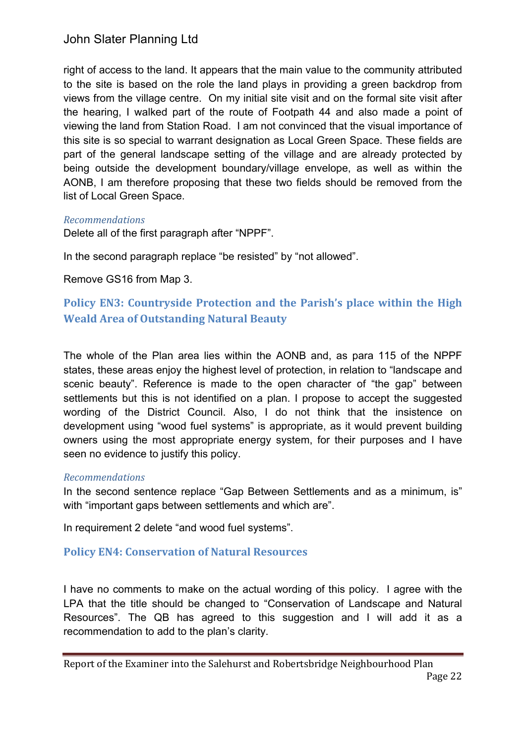right of access to the land. It appears that the main value to the community attributed to the site is based on the role the land plays in providing a green backdrop from views from the village centre. On my initial site visit and on the formal site visit after the hearing, I walked part of the route of Footpath 44 and also made a point of viewing the land from Station Road. I am not convinced that the visual importance of this site is so special to warrant designation as Local Green Space. These fields are part of the general landscape setting of the village and are already protected by being outside the development boundary/village envelope, as well as within the AONB, I am therefore proposing that these two fields should be removed from the list of Local Green Space.

*Recommendations*

Delete all of the first paragraph after "NPPF".

In the second paragraph replace "be resisted" by "not allowed".

Remove GS16 from Map 3.

## Policy EN3: Countryside Protection and the Parish's place within the High Weald Area of Outstanding Natural Beauty

The whole of the Plan area lies within the AONB and, as para 115 of the NPPF states, these areas enjoy the highest level of protection, in relation to "landscape and scenic beauty". Reference is made to the open character of "the gap" between settlements but this is not identified on a plan. I propose to accept the suggested wording of the District Council. Also, I do not think that the insistence on development using "wood fuel systems" is appropriate, as it would prevent building owners using the most appropriate energy system, for their purposes and I have seen no evidence to justify this policy.

*Recommendations*

In the second sentence replace "Gap Between Settlements and as a minimum, is" with "important gaps between settlements and which are".

In requirement 2 delete "and wood fuel systems".

## Policy EN4: Conservation of Natural Resources

I have no comments to make on the actual wording of this policy. I agree with the LPA that the title should be changed to "Conservation of Landscape and Natural Resources". The QB has agreed to this suggestion and I will add it as a recommendation to add to the plan's clarity.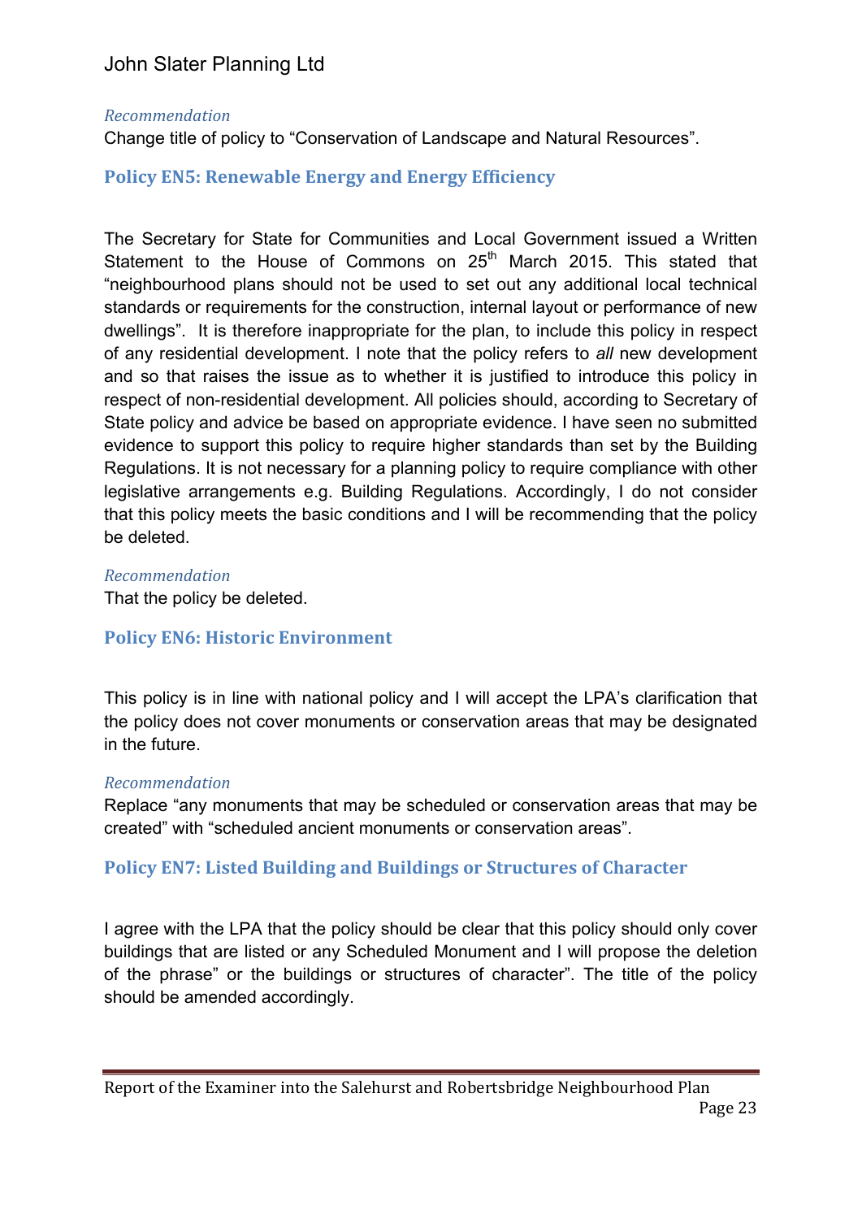*Recommendation*

Change title of policy to "Conservation of Landscape and Natural Resources".

### Policy EN5: Renewable Energy and Energy Efficiency

The Secretary for State for Communities and Local Government issued a Written Statement to the House of Commons on 25th March 2015. This stated that "neighbourhood plans should not be used to set out any additional local technical standards or requirements for the construction, internal layout or performance of new dwellings". It is therefore inappropriate for the plan, to include this policy in respect of any residential development. I note that the policy refers to *all* new development and so that raises the issue as to whether it is justified to introduce this policy in respect of non-residential development. All policies should, according to Secretary of State policy and advice be based on appropriate evidence. I have seen no submitted evidence to support this policy to require higher standards than set by the Building Regulations. It is not necessary for a planning policy to require compliance with other legislative arrangements e.g. Building Regulations. Accordingly, I do not consider that this policy meets the basic conditions and I will be recommending that the policy be deleted.

*Recommendation*

That the policy be deleted.

### Policy EN6: Historic Environment

This policy is in line with national policy and I will accept the LPA's clarification that the policy does not cover monuments or conservation areas that may be designated in the future.

*Recommendation*

Replace "any monuments that may be scheduled or conservation areas that may be created" with "scheduled ancient monuments or conservation areas".

### Policy EN7: Listed Building and Buildings or Structures of Character

I agree with the LPA that the policy should be clear that this policy should only cover buildings that are listed or any Scheduled Monument and I will propose the deletion of the phrase" or the buildings or structures of character". The title of the policy should be amended accordingly.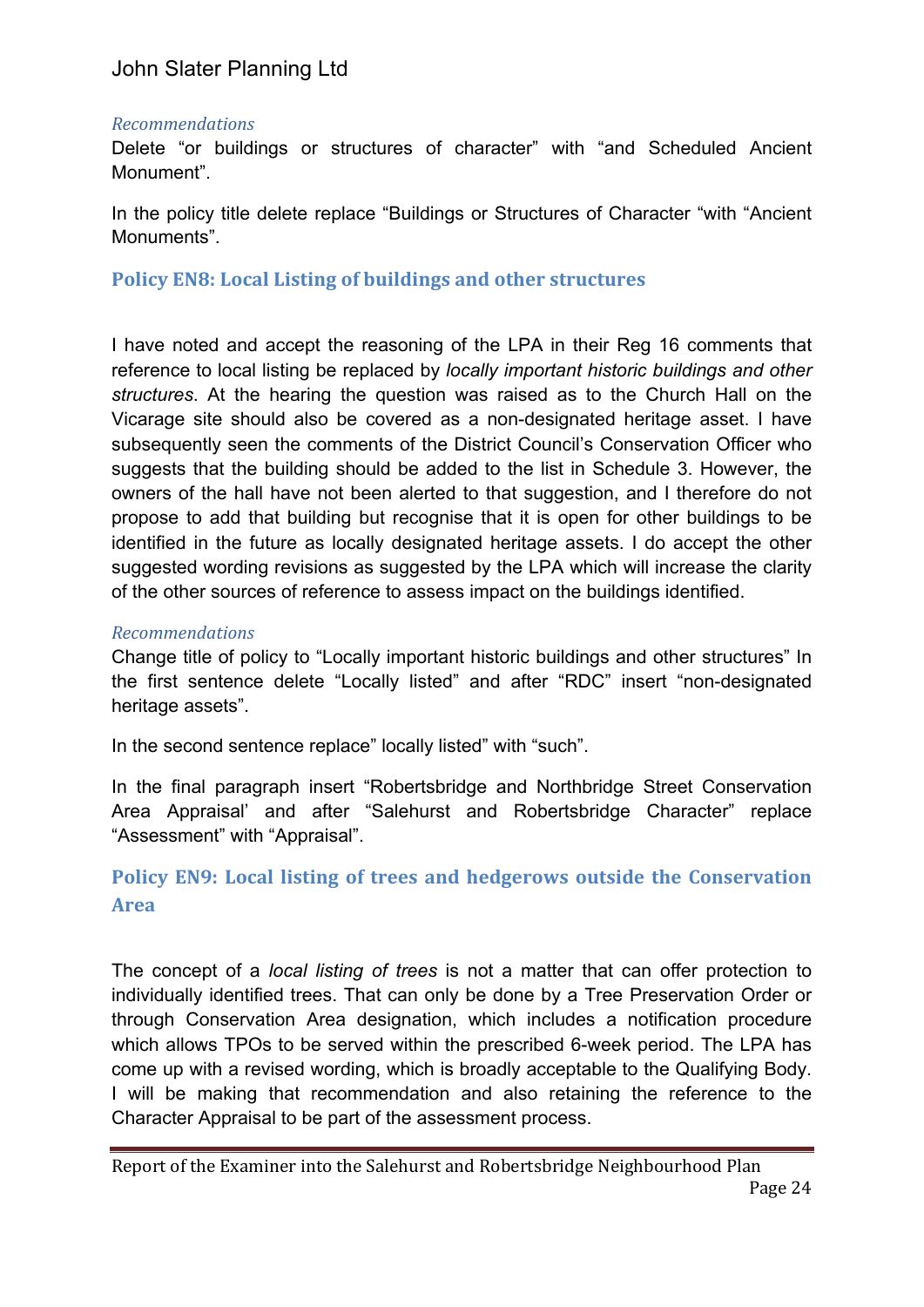*Recommendations*

Delete “or buildings or structures of character” with “and Scheduled Ancient Monument”.

In the policy title delete replace “Buildings or Structures of Character “with “Ancient Monuments”.

## Policy EN8: Local Listing of buildings and other structures

I have noted and accept the reasoning of the LPA in their Reg 16 comments that reference to local listing be replaced by *locally important historic buildings and other structures*. At the hearing the question was raised as to the Church Hall on the Vicarage site should also be covered as a non-designated heritage asset. I have subsequently seen the comments of the District Council’s Conservation Officer who suggests that the building should be added to the list in Schedule 3. However, the owners of the hall have not been alerted to that suggestion, and I therefore do not propose to add that building but recognise that it is open for other buildings to be identified in the future as locally designated heritage assets. I do accept the other suggested wording revisions as suggested by the LPA which will increase the clarity of the other sources of reference to assess impact on the buildings identified.

*Recommendations*

Change title of policy to “Locally important historic buildings and other structures” In the first sentence delete “Locally listed” and after “RDC” insert “non-designated heritage assets”.

In the second sentence replace” locally listed” with “such”.

In the final paragraph insert “Robertsbridge and Northbridge Street Conservation Area Appraisal’ and after “Salehurst and Robertsbridge Character” replace “Assessment” with “Appraisal”.

## Policy EN9: Local listing of trees and hedgerows outside the Conservation Area

The concept of a *local listing of trees* is not a matter that can offer protection to individually identified trees. That can only be done by a Tree Preservation Order or through Conservation Area designation, which includes a notification procedure which allows TPOs to be served within the prescribed 6-week period. The LPA has come up with a revised wording, which is broadly acceptable to the Qualifying Body. I will be making that recommendation and also retaining the reference to the Character Appraisal to be part of the assessment process.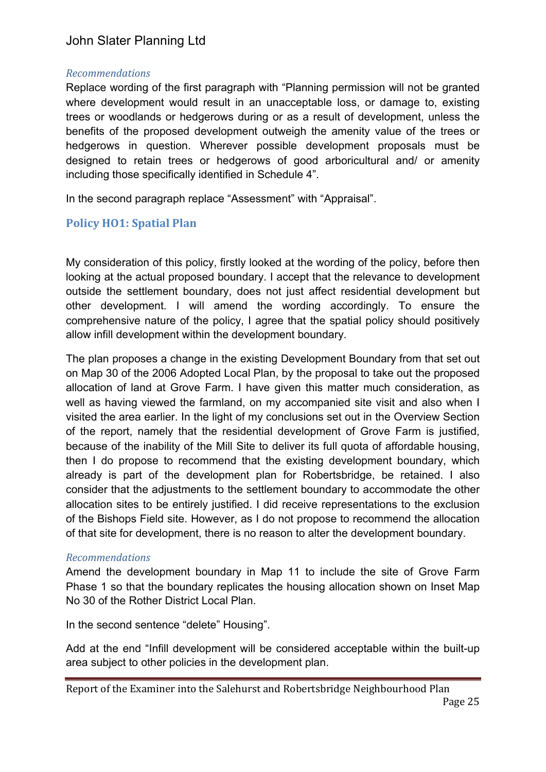*Recommendations*

Replace wording of the first paragraph with "Planning permission will not be granted where development would result in an unacceptable loss, or damage to, existing trees or woodlands or hedgerows during or as a result of development, unless the benefits of the proposed development outweigh the amenity value of the trees or hedgerows in question. Wherever possible development proposals must be designed to retain trees or hedgerows of good arboricultural and/ or amenity including those specifically identified in Schedule 4".

In the second paragraph replace "Assessment" with "Appraisal".

## Policy HO1: Spatial Plan

My consideration of this policy, firstly looked at the wording of the policy, before then looking at the actual proposed boundary. I accept that the relevance to development outside the settlement boundary, does not just affect residential development but other development. I will amend the wording accordingly. To ensure the comprehensive nature of the policy, I agree that the spatial policy should positively allow infill development within the development boundary.

The plan proposes a change in the existing Development Boundary from that set out on Map 30 of the 2006 Adopted Local Plan, by the proposal to take out the proposed allocation of land at Grove Farm. I have given this matter much consideration, as well as having viewed the farmland, on my accompanied site visit and also when I visited the area earlier. In the light of my conclusions set out in the Overview Section of the report, namely that the residential development of Grove Farm is justified, because of the inability of the Mill Site to deliver its full quota of affordable housing, then I do propose to recommend that the existing development boundary, which already is part of the development plan for Robertsbridge, be retained. I also consider that the adjustments to the settlement boundary to accommodate the other allocation sites to be entirely justified. I did receive representations to the exclusion of the Bishops Field site. However, as I do not propose to recommend the allocation of that site for development, there is no reason to alter the development boundary.

*Recommendations*

Amend the development boundary in Map 11 to include the site of Grove Farm Phase 1 so that the boundary replicates the housing allocation shown on Inset Map No 30 of the Rother District Local Plan.

In the second sentence "delete" Housing".

Add at the end "Infill development will be considered acceptable within the built-up area subject to other policies in the development plan.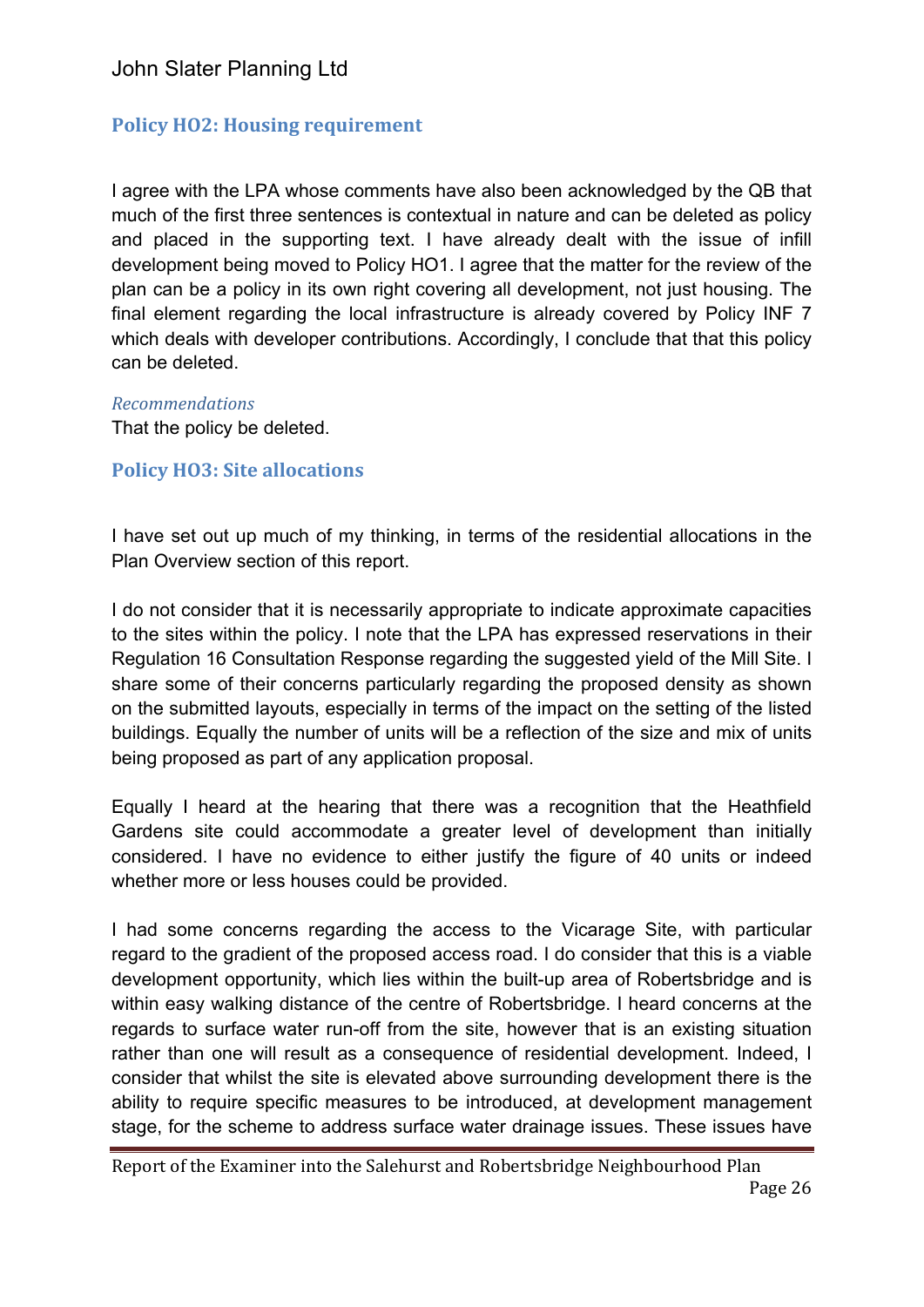### Policy HO2: Housing requirement

I agree with the LPA whose comments have also been acknowledged by the QB that much of the first three sentences is contextual in nature and can be deleted as policy and placed in the supporting text. I have already dealt with the issue of infill development being moved to Policy HO1. I agree that the matter for the review of the plan can be a policy in its own right covering all development, not just housing. The final element regarding the local infrastructure is already covered by Policy INF 7 which deals with developer contributions. Accordingly, I conclude that that this policy can be deleted.

*Recommendations*

That the policy be deleted.

### Policy HO3: Site allocations

I have set out up much of my thinking, in terms of the residential allocations in the Plan Overview section of this report.

I do not consider that it is necessarily appropriate to indicate approximate capacities to the sites within the policy. I note that the LPA has expressed reservations in their Regulation 16 Consultation Response regarding the suggested yield of the Mill Site. I share some of their concerns particularly regarding the proposed density as shown on the submitted layouts, especially in terms of the impact on the setting of the listed buildings. Equally the number of units will be a reflection of the size and mix of units being proposed as part of any application proposal.

Equally I heard at the hearing that there was a recognition that the Heathfield Gardens site could accommodate a greater level of development than initially considered. I have no evidence to either justify the figure of 40 units or indeed whether more or less houses could be provided.

I had some concerns regarding the access to the Vicarage Site, with particular regard to the gradient of the proposed access road. I do consider that this is a viable development opportunity, which lies within the built-up area of Robertsbridge and is within easy walking distance of the centre of Robertsbridge. I heard concerns at the regards to surface water run-off from the site, however that is an existing situation rather than one will result as a consequence of residential development. Indeed, I consider that whilst the site is elevated above surrounding development there is the ability to require specific measures to be introduced, at development management stage, for the scheme to address surface water drainage issues. These issues have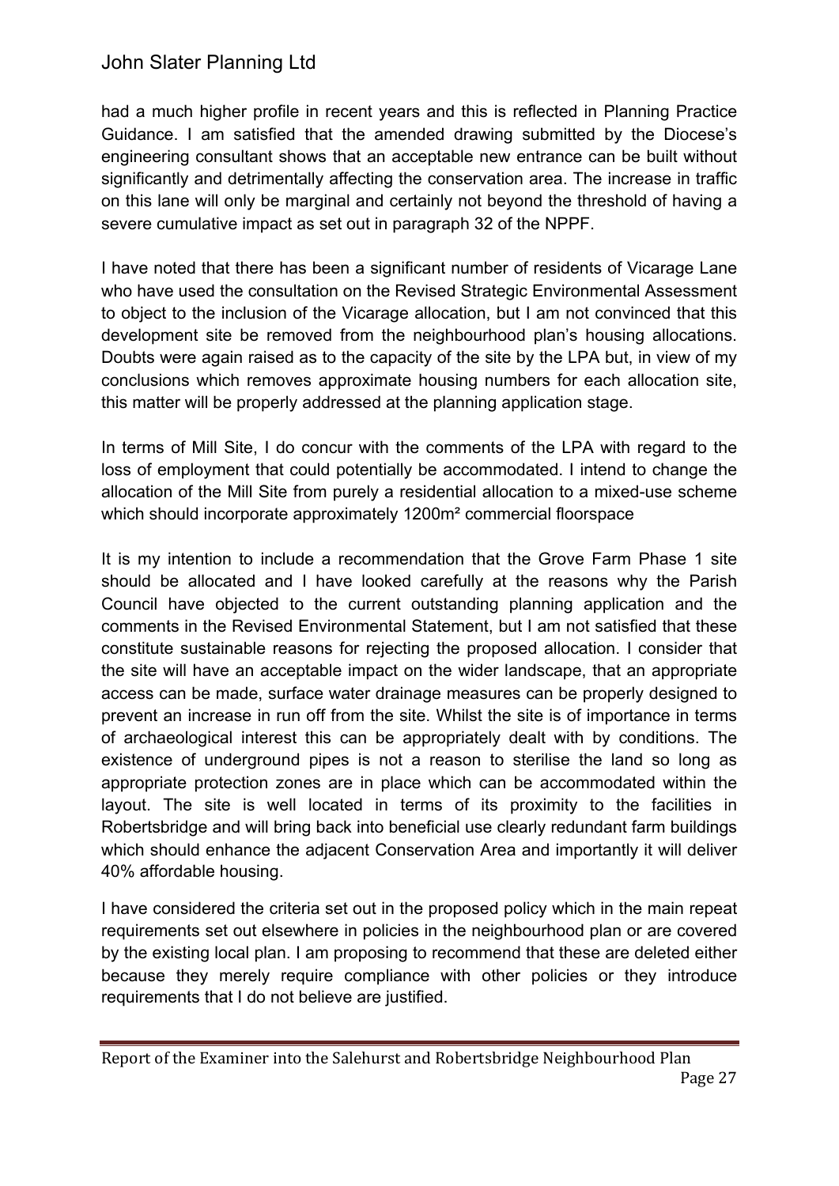had a much higher profile in recent years and this is reflected in Planning Practice Guidance. I am satisfied that the amended drawing submitted by the Diocese's engineering consultant shows that an acceptable new entrance can be built without significantly and detrimentally affecting the conservation area. The increase in traffic on this lane will only be marginal and certainly not beyond the threshold of having a severe cumulative impact as set out in paragraph 32 of the NPPF.

I have noted that there has been a significant number of residents of Vicarage Lane who have used the consultation on the Revised Strategic Environmental Assessment to object to the inclusion of the Vicarage allocation, but I am not convinced that this development site be removed from the neighbourhood plan's housing allocations. Doubts were again raised as to the capacity of the site by the LPA but, in view of my conclusions which removes approximate housing numbers for each allocation site, this matter will be properly addressed at the planning application stage.

In terms of Mill Site, I do concur with the comments of the LPA with regard to the loss of employment that could potentially be accommodated. I intend to change the allocation of the Mill Site from purely a residential allocation to a mixed-use scheme which should incorporate approximately 1200m² commercial floorspace

It is my intention to include a recommendation that the Grove Farm Phase 1 site should be allocated and I have looked carefully at the reasons why the Parish Council have objected to the current outstanding planning application and the comments in the Revised Environmental Statement, but I am not satisfied that these constitute sustainable reasons for rejecting the proposed allocation. I consider that the site will have an acceptable impact on the wider landscape, that an appropriate access can be made, surface water drainage measures can be properly designed to prevent an increase in run off from the site. Whilst the site is of importance in terms of archaeological interest this can be appropriately dealt with by conditions. The existence of underground pipes is not a reason to sterilise the land so long as appropriate protection zones are in place which can be accommodated within the layout. The site is well located in terms of its proximity to the facilities in Robertsbridge and will bring back into beneficial use clearly redundant farm buildings which should enhance the adjacent Conservation Area and importantly it will deliver 40% affordable housing.

I have considered the criteria set out in the proposed policy which in the main repeat requirements set out elsewhere in policies in the neighbourhood plan or are covered by the existing local plan. I am proposing to recommend that these are deleted either because they merely require compliance with other policies or they introduce requirements that I do not believe are justified.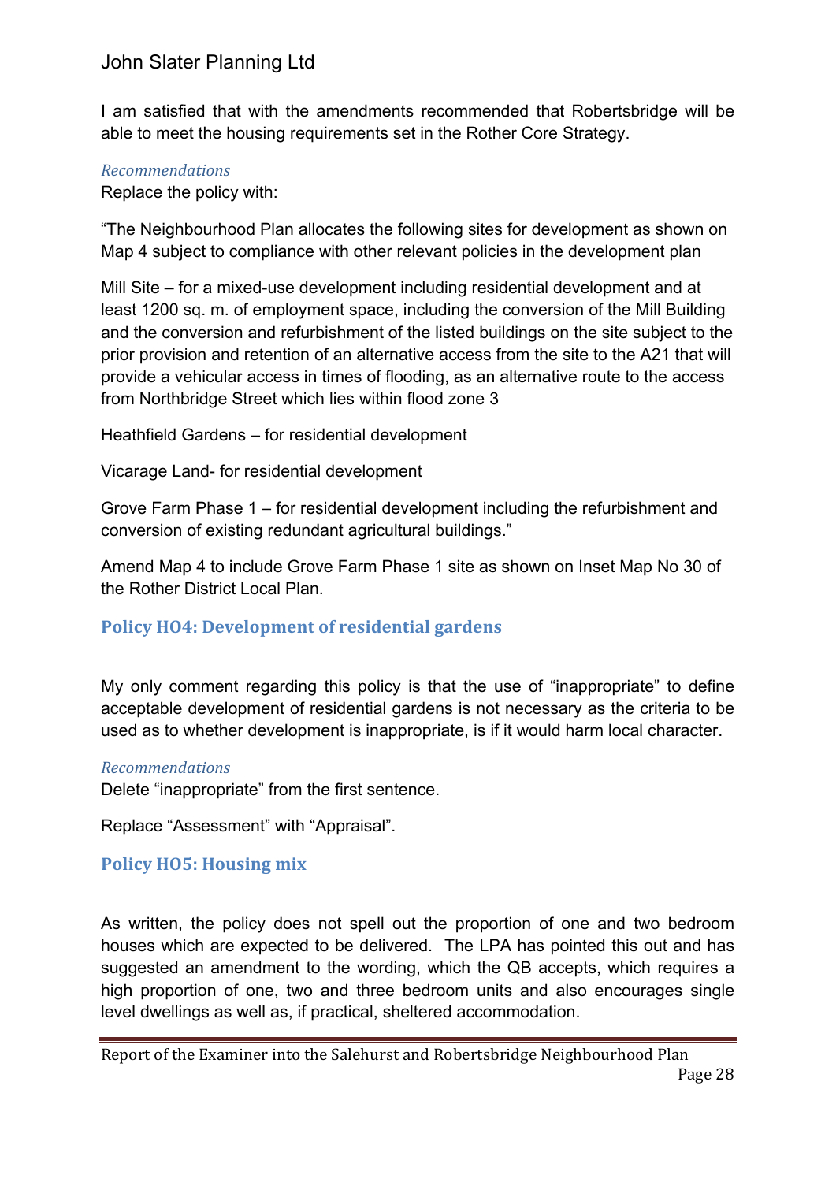I am satisfied that with the amendments recommended that Robertsbridge will be able to meet the housing requirements set in the Rother Core Strategy.

*Recommendations*

Replace the policy with:

"The Neighbourhood Plan allocates the following sites for development as shown on Map 4 subject to compliance with other relevant policies in the development plan

Mill Site – for a mixed-use development including residential development and at least 1200 sq. m. of employment space, including the conversion of the Mill Building and the conversion and refurbishment of the listed buildings on the site subject to the prior provision and retention of an alternative access from the site to the A21 that will provide a vehicular access in times of flooding, as an alternative route to the access from Northbridge Street which lies within flood zone 3

Heathfield Gardens – for residential development

Vicarage Land- for residential development

Grove Farm Phase 1 – for residential development including the refurbishment and conversion of existing redundant agricultural buildings."

Amend Map 4 to include Grove Farm Phase 1 site as shown on Inset Map No 30 of the Rother District Local Plan.

## Policy HO4: Development of residential gardens

My only comment regarding this policy is that the use of "inappropriate" to define acceptable development of residential gardens is not necessary as the criteria to be used as to whether development is inappropriate, is if it would harm local character.

*Recommendations*

Delete "inappropriate" from the first sentence.

Replace "Assessment" with "Appraisal".

## Policy HO5: Housing mix

As written, the policy does not spell out the proportion of one and two bedroom houses which are expected to be delivered. The LPA has pointed this out and has suggested an amendment to the wording, which the QB accepts, which requires a high proportion of one, two and three bedroom units and also encourages single level dwellings as well as, if practical, sheltered accommodation.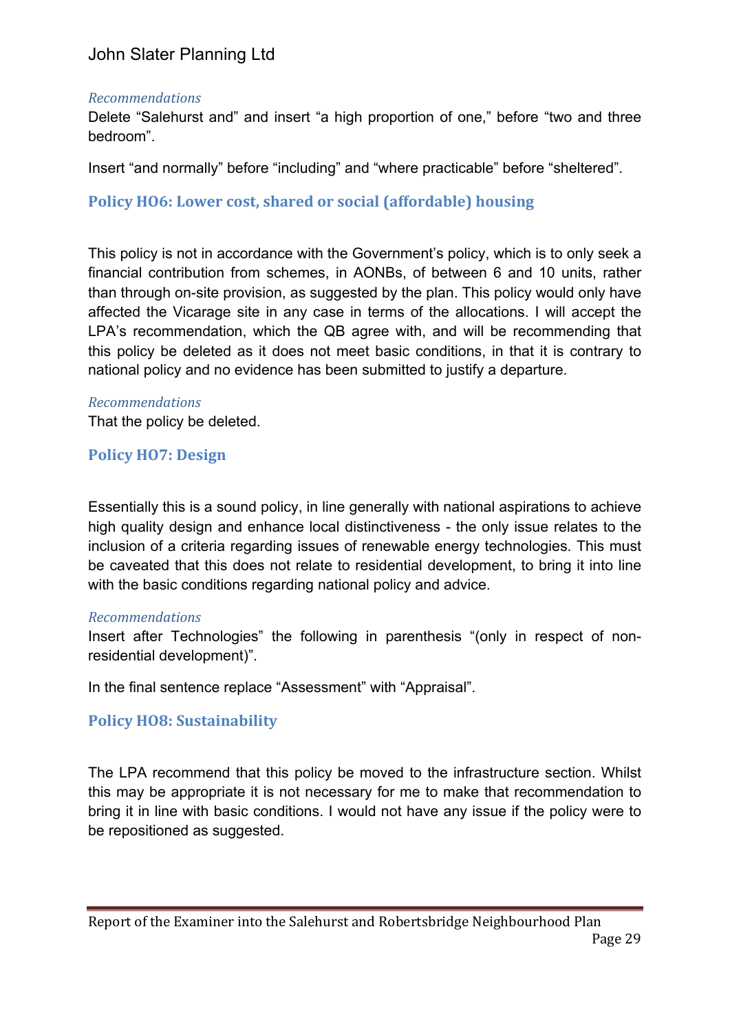*Recommendations*

Delete “Salehurst and” and insert “a high proportion of one,” before “two and three bedroom”.

Insert “and normally” before “including” and “where practicable” before “sheltered”.

### Policy HO6: Lower cost, shared or social (affordable) housing

This policy is not in accordance with the Government’s policy, which is to only seek a financial contribution from schemes, in AONBs, of between 6 and 10 units, rather than through on-site provision, as suggested by the plan. This policy would only have affected the Vicarage site in any case in terms of the allocations. I will accept the LPA’s recommendation, which the QB agree with, and will be recommending that this policy be deleted as it does not meet basic conditions, in that it is contrary to national policy and no evidence has been submitted to justify a departure.

*Recommendations*

That the policy be deleted.

### Policy HO7: Design

Essentially this is a sound policy, in line generally with national aspirations to achieve high quality design and enhance local distinctiveness - the only issue relates to the inclusion of a criteria regarding issues of renewable energy technologies. This must be caveated that this does not relate to residential development, to bring it into line with the basic conditions regarding national policy and advice.

*Recommendations*

Insert after Technologies” the following in parenthesis “(only in respect of non-residential development)”.

In the final sentence replace “Assessment” with “Appraisal”.

### Policy HO8: Sustainability

The LPA recommend that this policy be moved to the infrastructure section. Whilst this may be appropriate it is not necessary for me to make that recommendation to bring it in line with basic conditions. I would not have any issue if the policy were to be repositioned as suggested.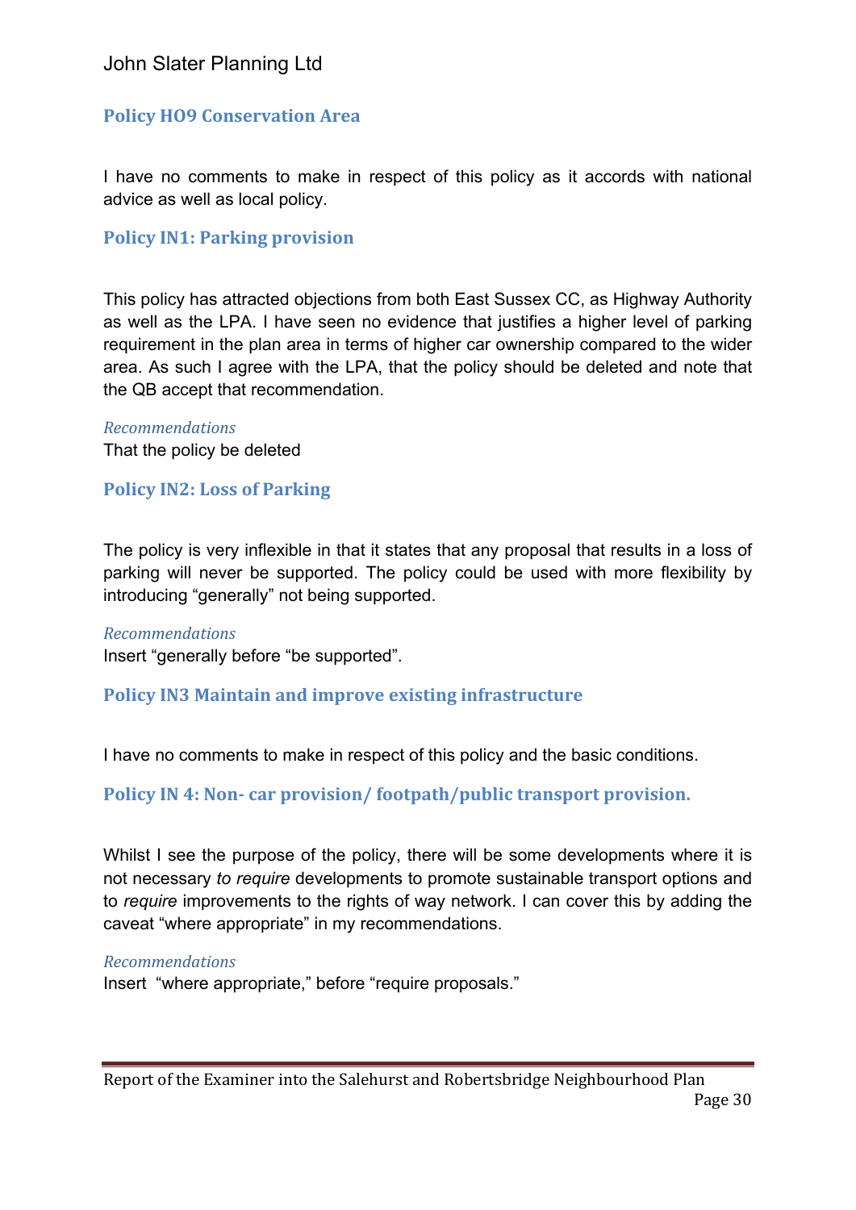### Policy HO9 Conservation Area

I have no comments to make in respect of this policy as it accords with national advice as well as local policy.

### Policy IN1: Parking provision

This policy has attracted objections from both East Sussex CC, as Highway Authority as well as the LPA. I have seen no evidence that justifies a higher level of parking requirement in the plan area in terms of higher car ownership compared to the wider area. As such I agree with the LPA, that the policy should be deleted and note that the QB accept that recommendation.

*Recommendations*
That the policy be deleted

### Policy IN2: Loss of Parking

The policy is very inflexible in that it states that any proposal that results in a loss of parking will never be supported. The policy could be used with more flexibility by introducing "generally" not being supported.

*Recommendations*
Insert "generally before "be supported".

### Policy IN3 Maintain and improve existing infrastructure

I have no comments to make in respect of this policy and the basic conditions.

### Policy IN 4: Non- car provision/ footpath/public transport provision.

Whilst I see the purpose of the policy, there will be some developments where it is not necessary *to require* developments to promote sustainable transport options and to *require* improvements to the rights of way network. I can cover this by adding the caveat "where appropriate" in my recommendations.

*Recommendations*
Insert "where appropriate," before "require proposals."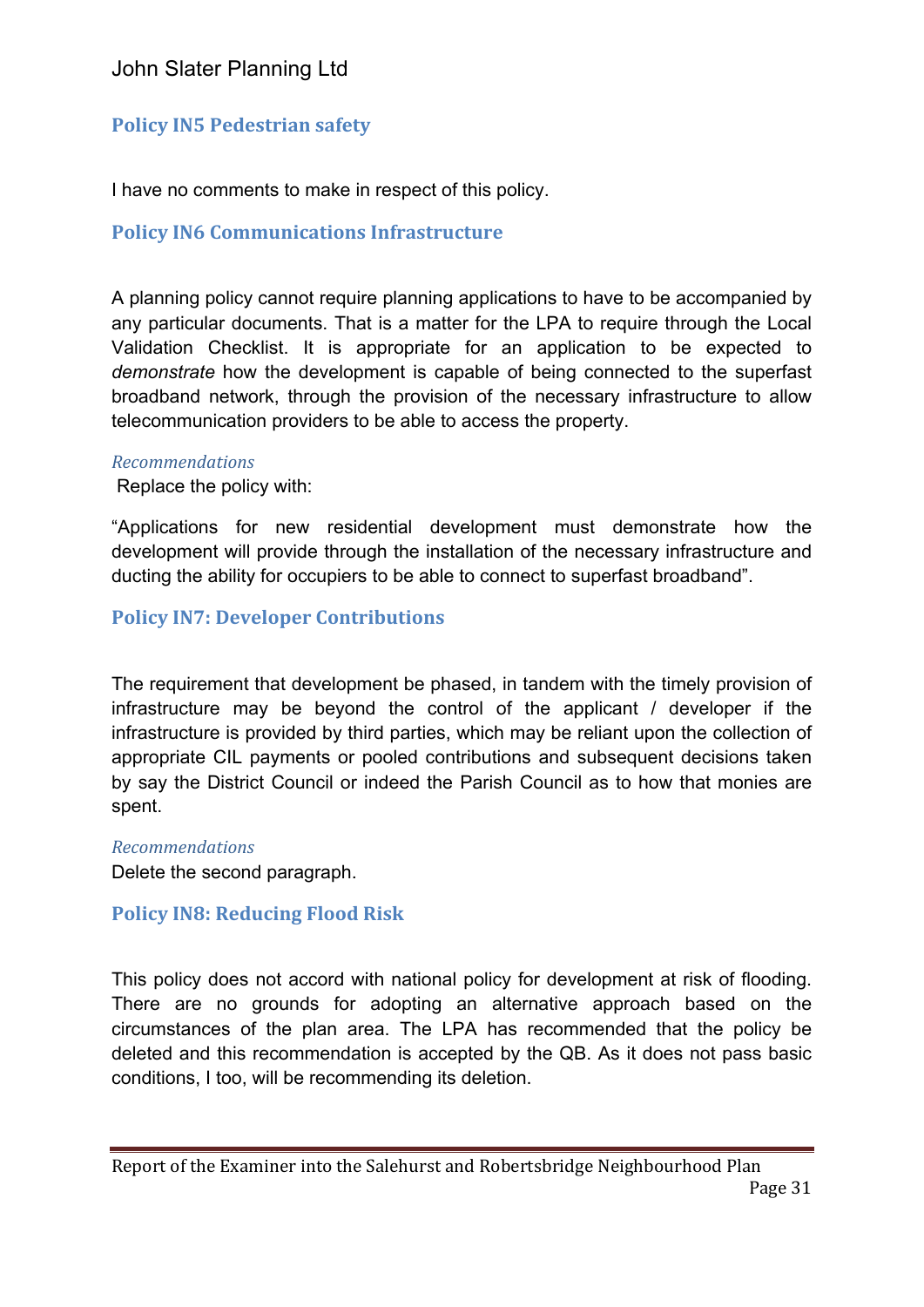### Policy IN5 Pedestrian safety

I have no comments to make in respect of this policy.

### Policy IN6 Communications Infrastructure

A planning policy cannot require planning applications to have to be accompanied by any particular documents. That is a matter for the LPA to require through the Local Validation Checklist. It is appropriate for an application to be expected to *demonstrate* how the development is capable of being connected to the superfast broadband network, through the provision of the necessary infrastructure to allow telecommunication providers to be able to access the property.

#### *Recommendations*

Replace the policy with:

"Applications for new residential development must demonstrate how the development will provide through the installation of the necessary infrastructure and ducting the ability for occupiers to be able to connect to superfast broadband".

### Policy IN7: Developer Contributions

The requirement that development be phased, in tandem with the timely provision of infrastructure may be beyond the control of the applicant / developer if the infrastructure is provided by third parties, which may be reliant upon the collection of appropriate CIL payments or pooled contributions and subsequent decisions taken by say the District Council or indeed the Parish Council as to how that monies are spent.

#### *Recommendations*

Delete the second paragraph.

### Policy IN8: Reducing Flood Risk

This policy does not accord with national policy for development at risk of flooding. There are no grounds for adopting an alternative approach based on the circumstances of the plan area. The LPA has recommended that the policy be deleted and this recommendation is accepted by the QB. As it does not pass basic conditions, I too, will be recommending its deletion.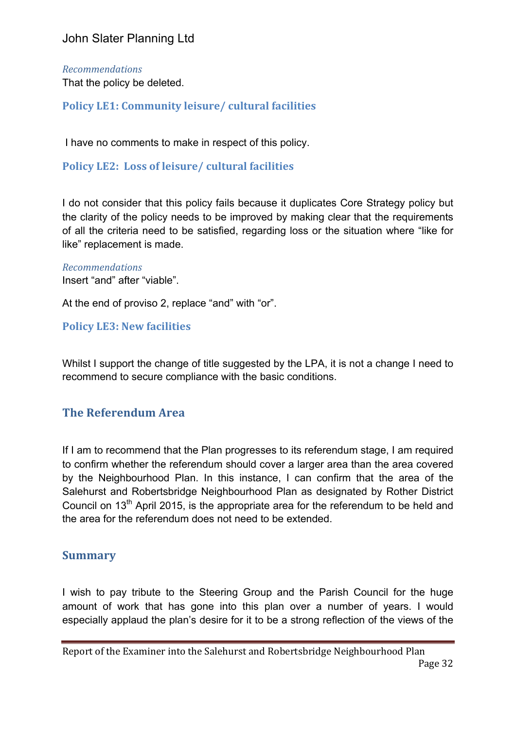*Recommendations*

That the policy be deleted.

### Policy LE1: Community leisure/ cultural facilities

I have no comments to make in respect of this policy.

### Policy LE2: Loss of leisure/ cultural facilities

I do not consider that this policy fails because it duplicates Core Strategy policy but the clarity of the policy needs to be improved by making clear that the requirements of all the criteria need to be satisfied, regarding loss or the situation where "like for like" replacement is made.

*Recommendations*

Insert "and" after "viable".

At the end of proviso 2, replace "and" with "or".

### Policy LE3: New facilities

Whilst I support the change of title suggested by the LPA, it is not a change I need to recommend to secure compliance with the basic conditions.

## The Referendum Area

If I am to recommend that the Plan progresses to its referendum stage, I am required to confirm whether the referendum should cover a larger area than the area covered by the Neighbourhood Plan. In this instance, I can confirm that the area of the Salehurst and Robertsbridge Neighbourhood Plan as designated by Rother District Council on 13th April 2015, is the appropriate area for the referendum to be held and the area for the referendum does not need to be extended.

## Summary

I wish to pay tribute to the Steering Group and the Parish Council for the huge amount of work that has gone into this plan over a number of years. I would especially applaud the plan's desire for it to be a strong reflection of the views of the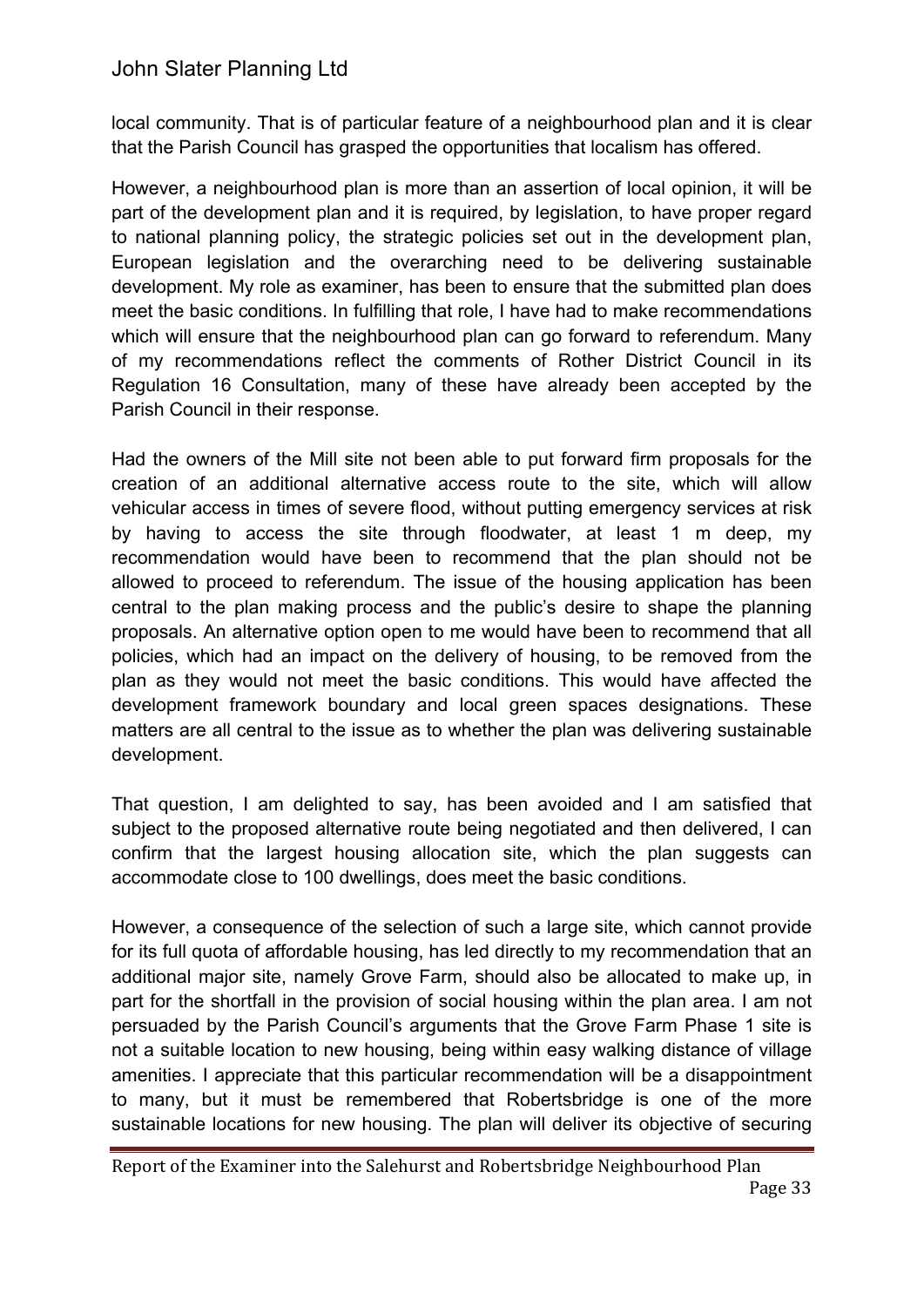local community. That is of particular feature of a neighbourhood plan and it is clear that the Parish Council has grasped the opportunities that localism has offered.

However, a neighbourhood plan is more than an assertion of local opinion, it will be part of the development plan and it is required, by legislation, to have proper regard to national planning policy, the strategic policies set out in the development plan, European legislation and the overarching need to be delivering sustainable development. My role as examiner, has been to ensure that the submitted plan does meet the basic conditions. In fulfilling that role, I have had to make recommendations which will ensure that the neighbourhood plan can go forward to referendum. Many of my recommendations reflect the comments of Rother District Council in its Regulation 16 Consultation, many of these have already been accepted by the Parish Council in their response.

Had the owners of the Mill site not been able to put forward firm proposals for the creation of an additional alternative access route to the site, which will allow vehicular access in times of severe flood, without putting emergency services at risk by having to access the site through floodwater, at least 1 m deep, my recommendation would have been to recommend that the plan should not be allowed to proceed to referendum. The issue of the housing application has been central to the plan making process and the public's desire to shape the planning proposals. An alternative option open to me would have been to recommend that all policies, which had an impact on the delivery of housing, to be removed from the plan as they would not meet the basic conditions. This would have affected the development framework boundary and local green spaces designations. These matters are all central to the issue as to whether the plan was delivering sustainable development.

That question, I am delighted to say, has been avoided and I am satisfied that subject to the proposed alternative route being negotiated and then delivered, I can confirm that the largest housing allocation site, which the plan suggests can accommodate close to 100 dwellings, does meet the basic conditions.

However, a consequence of the selection of such a large site, which cannot provide for its full quota of affordable housing, has led directly to my recommendation that an additional major site, namely Grove Farm, should also be allocated to make up, in part for the shortfall in the provision of social housing within the plan area. I am not persuaded by the Parish Council's arguments that the Grove Farm Phase 1 site is not a suitable location to new housing, being within easy walking distance of village amenities. I appreciate that this particular recommendation will be a disappointment to many, but it must be remembered that Robertsbridge is one of the more sustainable locations for new housing. The plan will deliver its objective of securing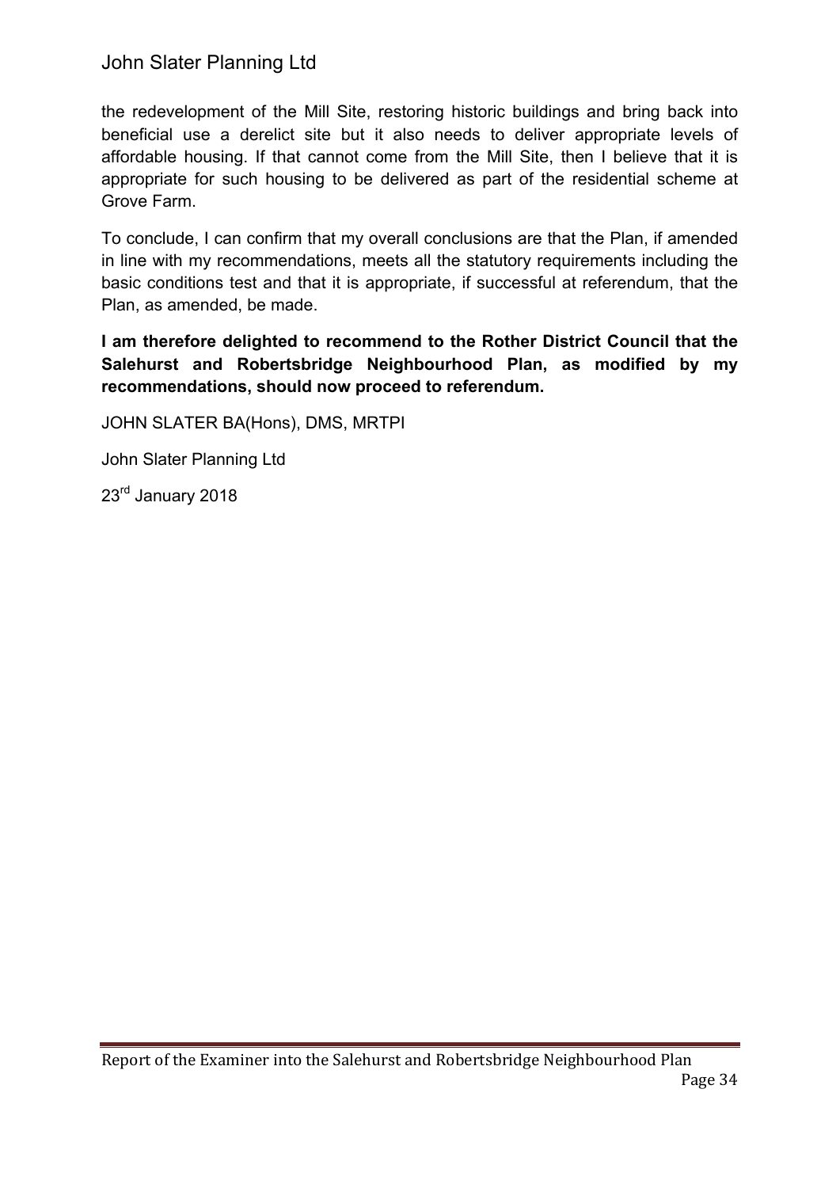the redevelopment of the Mill Site, restoring historic buildings and bring back into beneficial use a derelict site but it also needs to deliver appropriate levels of affordable housing. If that cannot come from the Mill Site, then I believe that it is appropriate for such housing to be delivered as part of the residential scheme at Grove Farm.

To conclude, I can confirm that my overall conclusions are that the Plan, if amended in line with my recommendations, meets all the statutory requirements including the basic conditions test and that it is appropriate, if successful at referendum, that the Plan, as amended, be made.

**I am therefore delighted to recommend to the Rother District Council that the Salehurst and Robertsbridge Neighbourhood Plan, as modified by my recommendations, should now proceed to referendum.**

JOHN SLATER BA(Hons), DMS, MRTPI

John Slater Planning Ltd

23rd January 2018